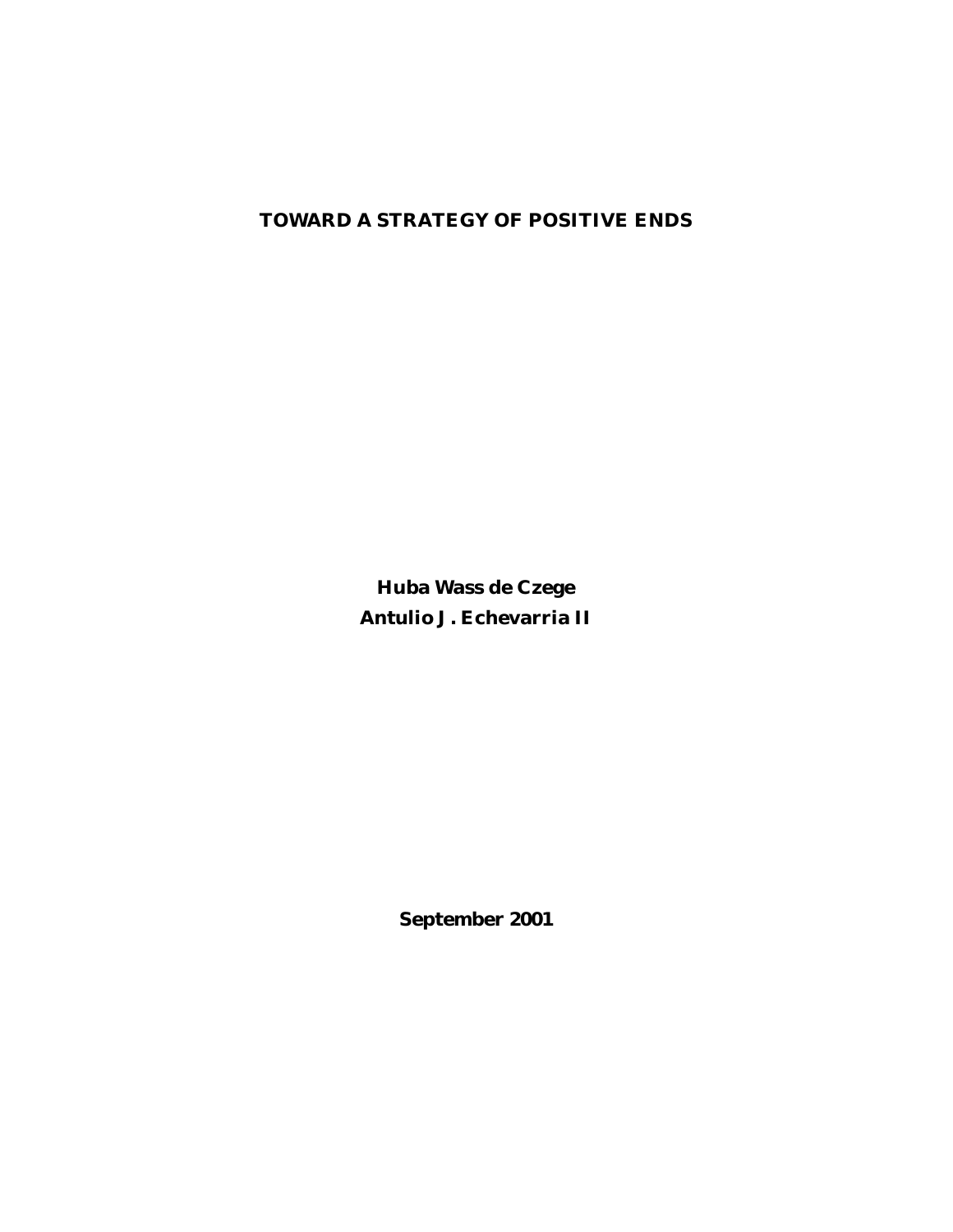# TOWARD A STRATEGY OF POSITIVE ENDS

**Huba Wass de Czege**
**Antulio J. Echevarria II**

**September 2001**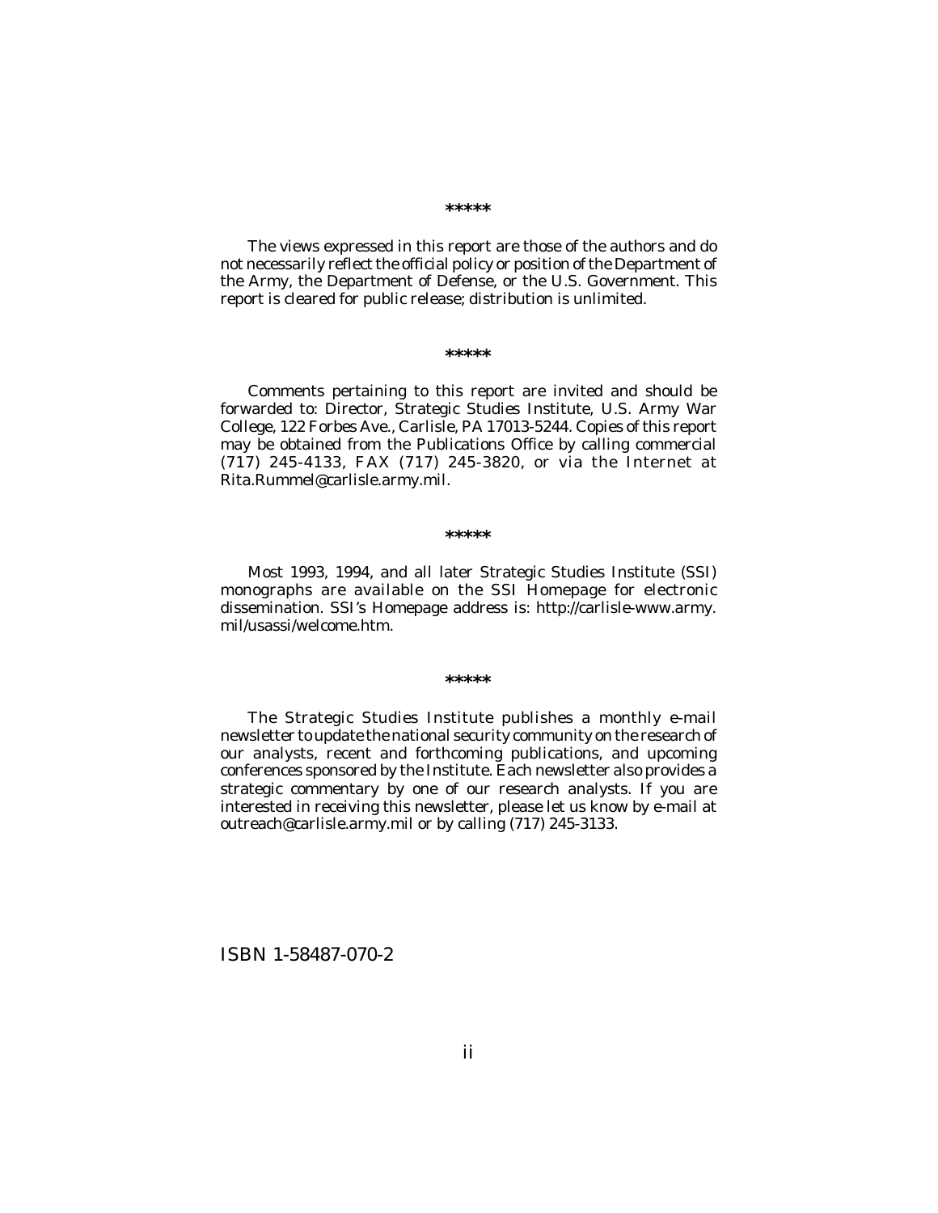*****

The views expressed in this report are those of the authors and do not necessarily reflect the official policy or position of the Department of the Army, the Department of Defense, or the U.S. Government. This report is cleared for public release; distribution is unlimited.

*****

Comments pertaining to this report are invited and should be forwarded to: Director, Strategic Studies Institute, U.S. Army War College, 122 Forbes Ave., Carlisle, PA 17013-5244. Copies of this report may be obtained from the Publications Office by calling commercial (717) 245-4133, FAX (717) 245-3820, or via the Internet at Rita.Rummel@carlisle.army.mil.

*****

Most 1993, 1994, and all later Strategic Studies Institute (SSI) monographs are available on the SSI Homepage for electronic dissemination. SSI's Homepage address is: http://carlisle-www.army.mil/usassi/welcome.htm.

*****

The Strategic Studies Institute publishes a monthly e-mail newsletter to update the national security community on the research of our analysts, recent and forthcoming publications, and upcoming conferences sponsored by the Institute. Each newsletter also provides a strategic commentary by one of our research analysts. If you are interested in receiving this newsletter, please let us know by e-mail at outreach@carlisle.army.mil or by calling (717) 245-3133.

ISBN 1-58487-070-2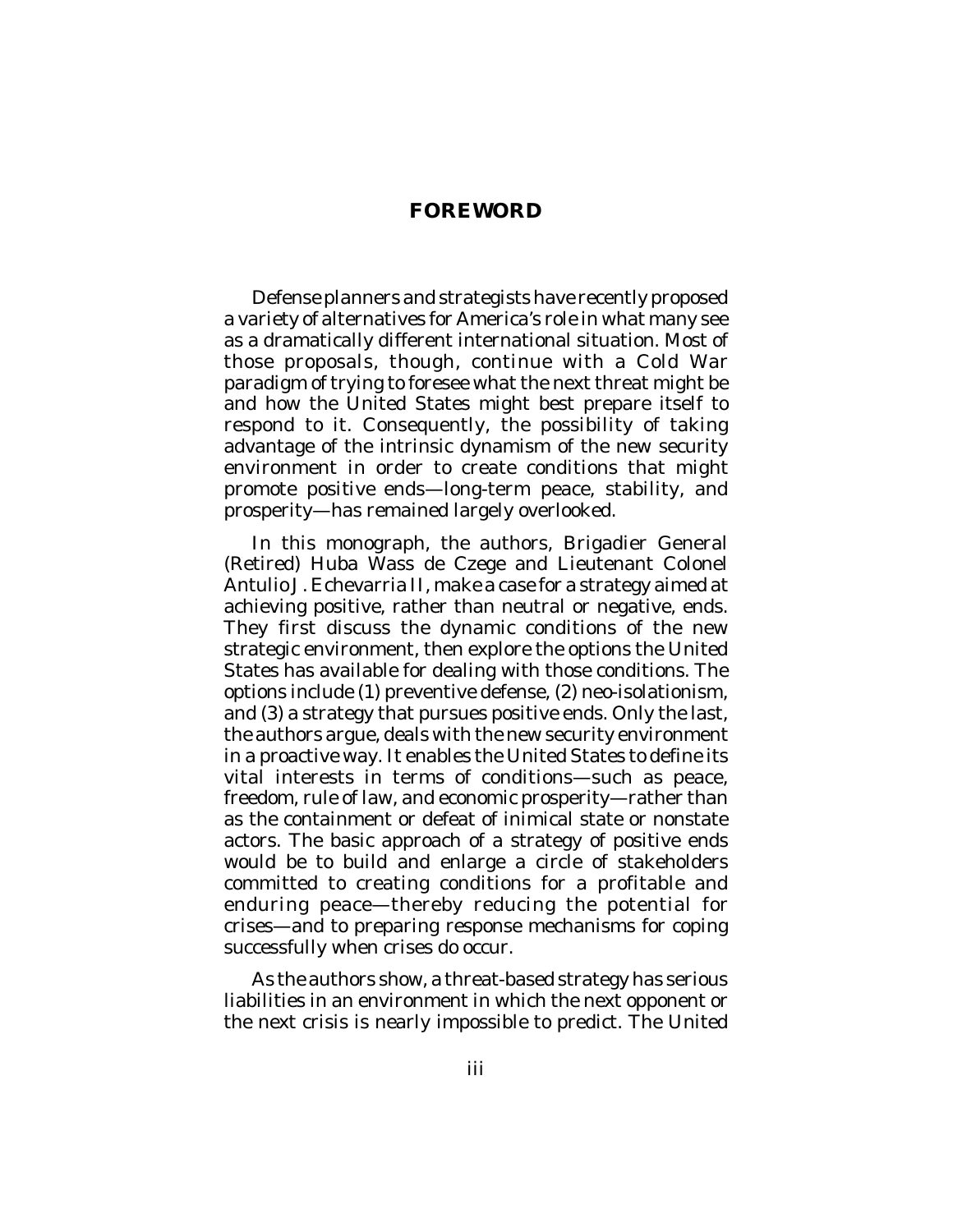## FOREWORD

Defense planners and strategists have recently proposed a variety of alternatives for America's role in what many see as a dramatically different international situation. Most of those proposals, though, continue with a Cold War paradigm of trying to foresee what the next threat might be and how the United States might best prepare itself to respond to it. Consequently, the possibility of taking advantage of the intrinsic dynamism of the new security environment in order to create conditions that might promote positive ends—long-term peace, stability, and prosperity—has remained largely overlooked.

In this monograph, the authors, Brigadier General (Retired) Huba Wass de Czege and Lieutenant Colonel Antulio J. Echevarria II, make a case for a strategy aimed at achieving positive, rather than neutral or negative, ends. They first discuss the dynamic conditions of the new strategic environment, then explore the options the United States has available for dealing with those conditions. The options include (1) preventive defense, (2) neo-isolationism, and (3) a strategy that pursues positive ends. Only the last, the authors argue, deals with the new security environment in a proactive way. It enables the United States to define its vital interests in terms of conditions—such as peace, freedom, rule of law, and economic prosperity—rather than as the containment or defeat of inimical state or nonstate actors. The basic approach of a strategy of positive ends would be to build and enlarge a circle of stakeholders committed to creating conditions for a profitable and enduring peace—thereby reducing the potential for crises—and to preparing response mechanisms for coping successfully when crises do occur.

As the authors show, a threat-based strategy has serious liabilities in an environment in which the next opponent or the next crisis is nearly impossible to predict. The United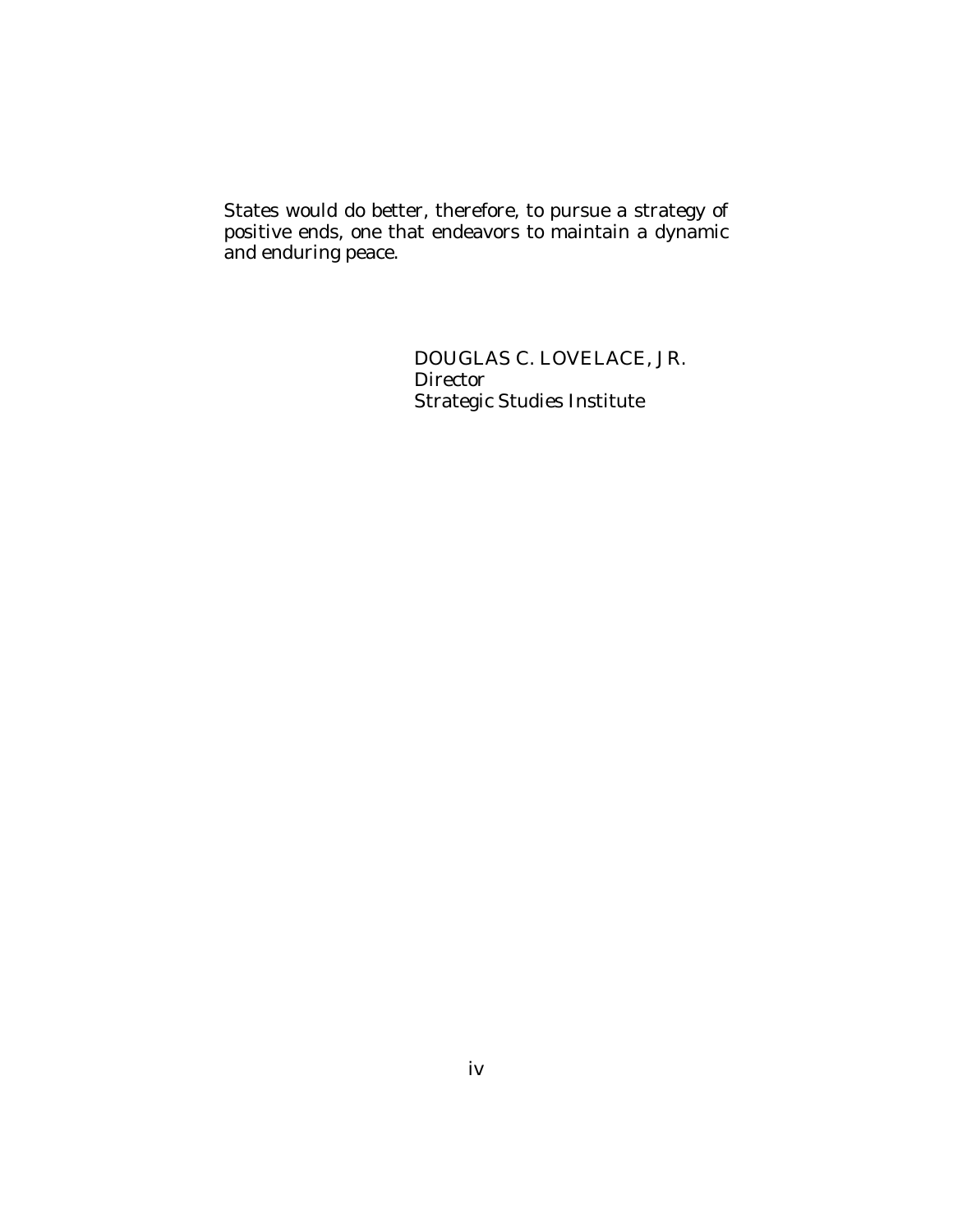States would do better, therefore, to pursue a strategy of positive ends, one that endeavors to maintain a dynamic and enduring peace.

DOUGLAS C. LOVELACE, JR.  
*Director*  
Strategic Studies Institute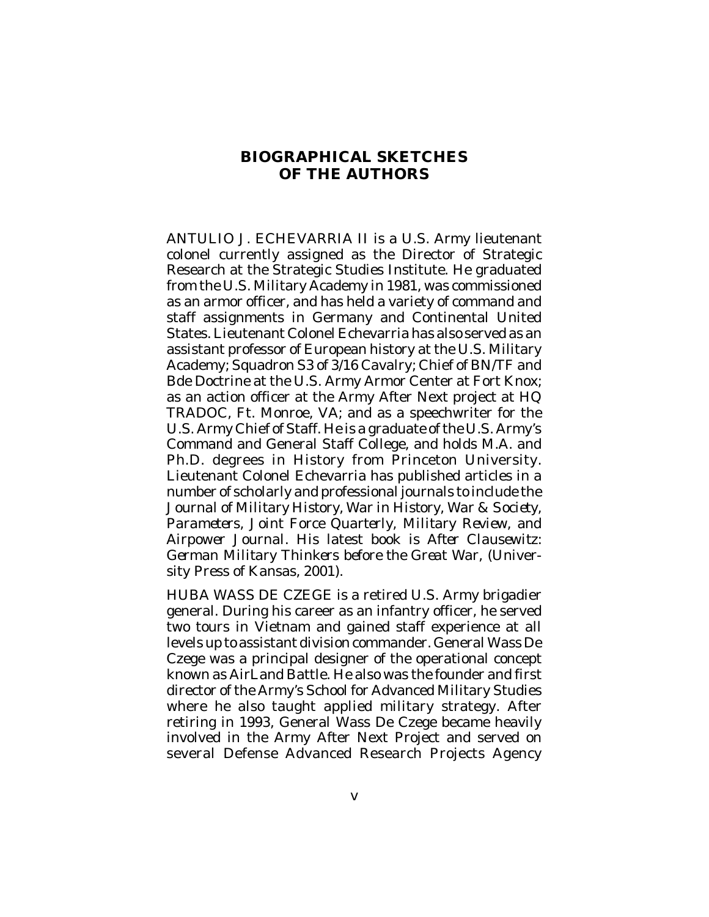# BIOGRAPHICAL SKETCHES OF THE AUTHORS

ANTULIO J. ECHEVARRIA II is a U.S. Army lieutenant colonel currently assigned as the Director of Strategic Research at the Strategic Studies Institute. He graduated from the U.S. Military Academy in 1981, was commissioned as an armor officer, and has held a variety of command and staff assignments in Germany and Continental United States. Lieutenant Colonel Echevarria has also served as an assistant professor of European history at the U.S. Military Academy; Squadron S3 of 3/16 Cavalry; Chief of BN/TF and Bde Doctrine at the U.S. Army Armor Center at Fort Knox; as an action officer at the Army After Next project at HQ TRADOC, Ft. Monroe, VA; and as a speechwriter for the U.S. Army Chief of Staff. He is a graduate of the U.S. Army's Command and General Staff College, and holds M.A. and Ph.D. degrees in History from Princeton University. Lieutenant Colonel Echevarria has published articles in a number of scholarly and professional journals to include the *Journal of Military History*, *War in History*, *War & Society*, *Parameters*, *Joint Force Quarterly*, *Military Review*, and *Airpower Journal*. His latest book is *After Clausewitz: German Military Thinkers before the Great War*, (University Press of Kansas, 2001).

HUBA WASS DE CZEGE is a retired U.S. Army brigadier general. During his career as an infantry officer, he served two tours in Vietnam and gained staff experience at all levels up to assistant division commander. General Wass De Czege was a principal designer of the operational concept known as AirLand Battle. He also was the founder and first director of the Army's School for Advanced Military Studies where he also taught applied military strategy. After retiring in 1993, General Wass De Czege became heavily involved in the Army After Next Project and served on several Defense Advanced Research Projects Agency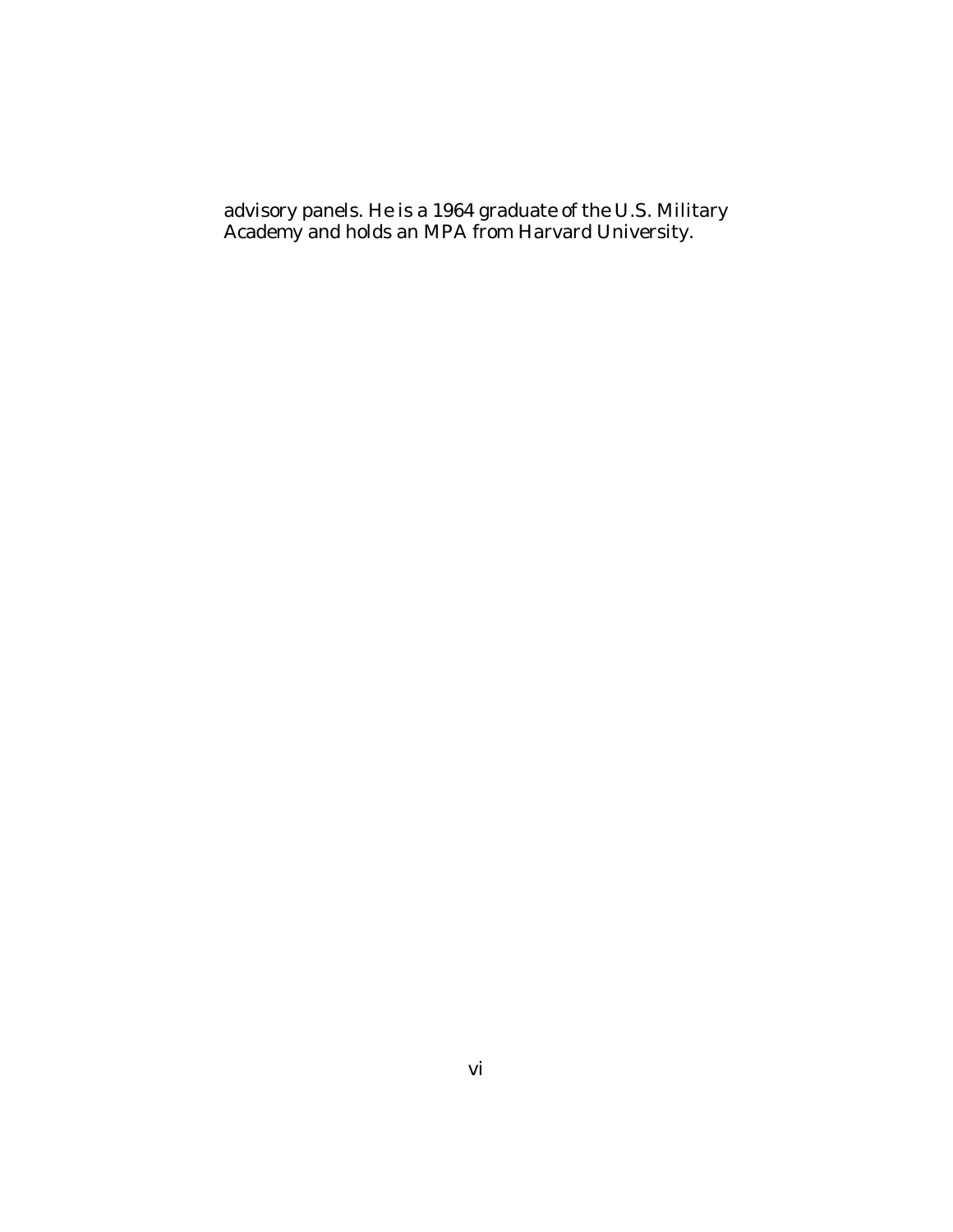advisory panels. He is a 1964 graduate of the U.S. Military Academy and holds an MPA from Harvard University.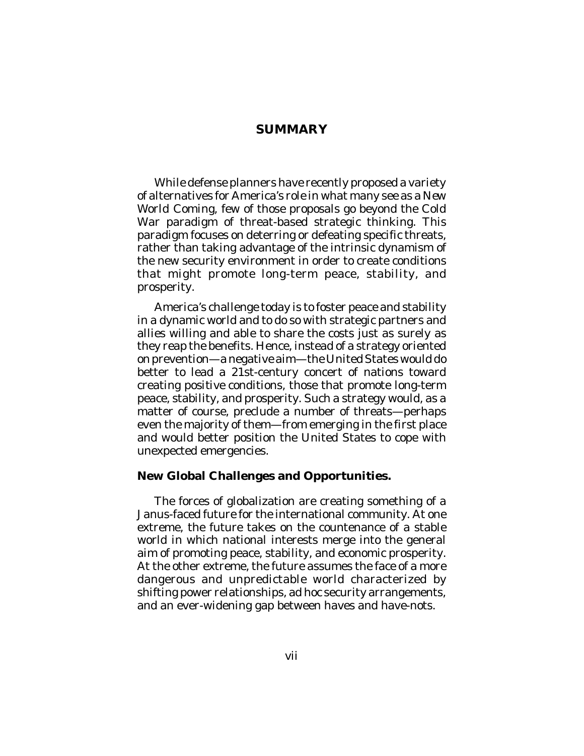# SUMMARY

While defense planners have recently proposed a variety of alternatives for America's role in what many see as a New World Coming, few of those proposals go beyond the Cold War paradigm of threat-based strategic thinking. This paradigm focuses on deterring or defeating specific threats, rather than taking advantage of the intrinsic dynamism of the new security environment in order to create conditions that might promote long-term peace, stability, and prosperity.

America's challenge today is to foster peace and stability in a dynamic world and to do so with strategic partners and allies willing and able to share the costs just as surely as they reap the benefits. Hence, instead of a strategy oriented on prevention—a negative aim—the United States would do better to lead a 21st-century concert of nations toward creating positive conditions, those that promote long-term peace, stability, and prosperity. Such a strategy would, as a matter of course, preclude a number of threats—perhaps even the majority of them—from emerging in the first place and would better position the United States to cope with unexpected emergencies.

**New Global Challenges and Opportunities.**

The forces of globalization are creating something of a Janus-faced future for the international community. At one extreme, the future takes on the countenance of a stable world in which national interests merge into the general aim of promoting peace, stability, and economic prosperity. At the other extreme, the future assumes the face of a more dangerous and unpredictable world characterized by shifting power relationships, ad hoc security arrangements, and an ever-widening gap between haves and have-nots.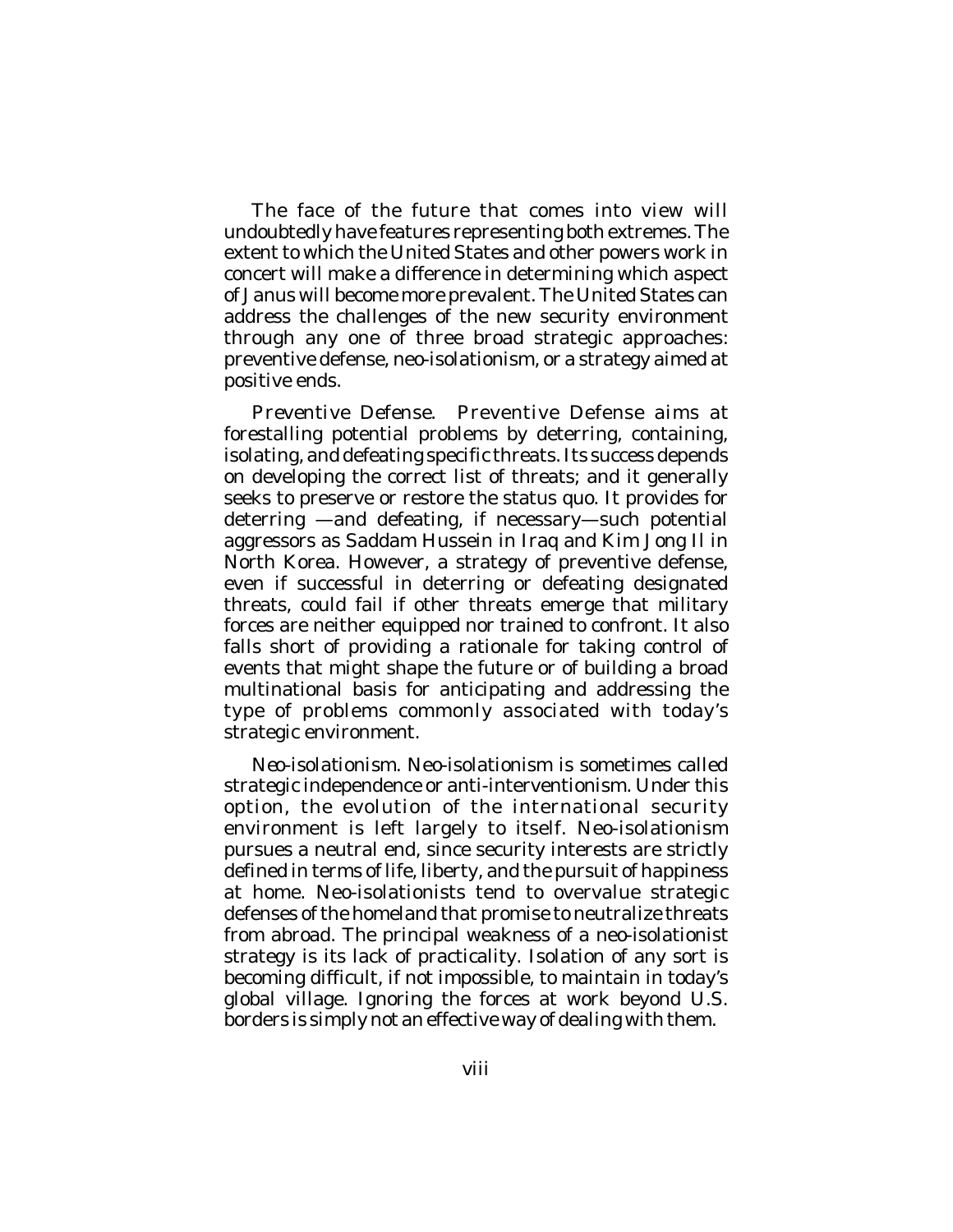The face of the future that comes into view will undoubtedly have features representing both extremes. The extent to which the United States and other powers work in concert will make a difference in determining which aspect of Janus will become more prevalent. The United States can address the challenges of the new security environment through any one of three broad strategic approaches: preventive defense, neo-isolationism, or a strategy aimed at positive ends.

*Preventive Defense*. Preventive Defense aims at forestalling potential problems by deterring, containing, isolating, and defeating specific threats. Its success depends on developing the correct list of threats; and it generally seeks to preserve or restore the status quo. It provides for deterring —and defeating, if necessary—such potential aggressors as Saddam Hussein in Iraq and Kim Jong Il in North Korea. However, a strategy of preventive defense, even if successful in deterring or defeating designated threats, could fail if other threats emerge that military forces are neither equipped nor trained to confront. It also falls short of providing a rationale for taking control of events that might shape the future or of building a broad multinational basis for anticipating and addressing the type of problems commonly associated with today's strategic environment.

*Neo-isolationism*. Neo-isolationism is sometimes called strategic independence or anti-interventionism. Under this option, the evolution of the international security environment is left largely to itself. Neo-isolationism pursues a neutral end, since security interests are strictly defined in terms of life, liberty, and the pursuit of happiness at home. Neo-isolationists tend to overvalue strategic defenses of the homeland that promise to neutralize threats from abroad. The principal weakness of a neo-isolationist strategy is its lack of practicality. Isolation of any sort is becoming difficult, if not impossible, to maintain in today's global village. Ignoring the forces at work beyond U.S. borders is simply not an effective way of dealing with them.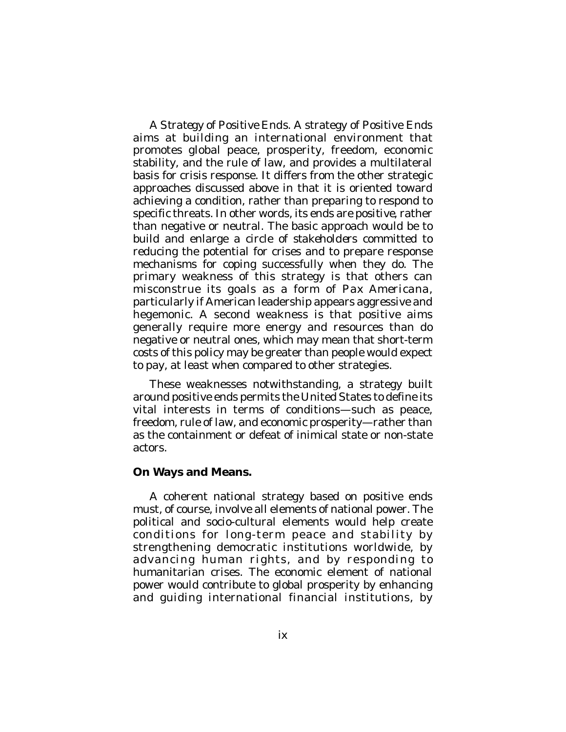*A Strategy of Positive Ends.* A strategy of Positive Ends aims at building an international environment that promotes global peace, prosperity, freedom, economic stability, and the rule of law, and provides a multilateral basis for crisis response. It differs from the other strategic approaches discussed above in that it is oriented toward achieving a condition, rather than preparing to respond to specific threats. In other words, its ends are positive, rather than negative or neutral. The basic approach would be to build and enlarge a circle of stakeholders committed to reducing the potential for crises and to prepare response mechanisms for coping successfully when they do. The primary weakness of this strategy is that others can misconstrue its goals as a form of *Pax Americana*, particularly if American leadership appears aggressive and hegemonic. A second weakness is that positive aims generally require more energy and resources than do negative or neutral ones, which may mean that short-term costs of this policy may be greater than people would expect to pay, at least when compared to other strategies.

These weaknesses notwithstanding, a strategy built around positive ends permits the United States to define its vital interests in terms of conditions—such as peace, freedom, rule of law, and economic prosperity—rather than as the containment or defeat of inimical state or non-state actors.

**On Ways and Means.**

A coherent national strategy based on positive ends must, of course, involve all elements of national power. The political and socio-cultural elements would help create conditions for long-term peace and stability by strengthening democratic institutions worldwide, by advancing human rights, and by responding to humanitarian crises. The economic element of national power would contribute to global prosperity by enhancing and guiding international financial institutions, by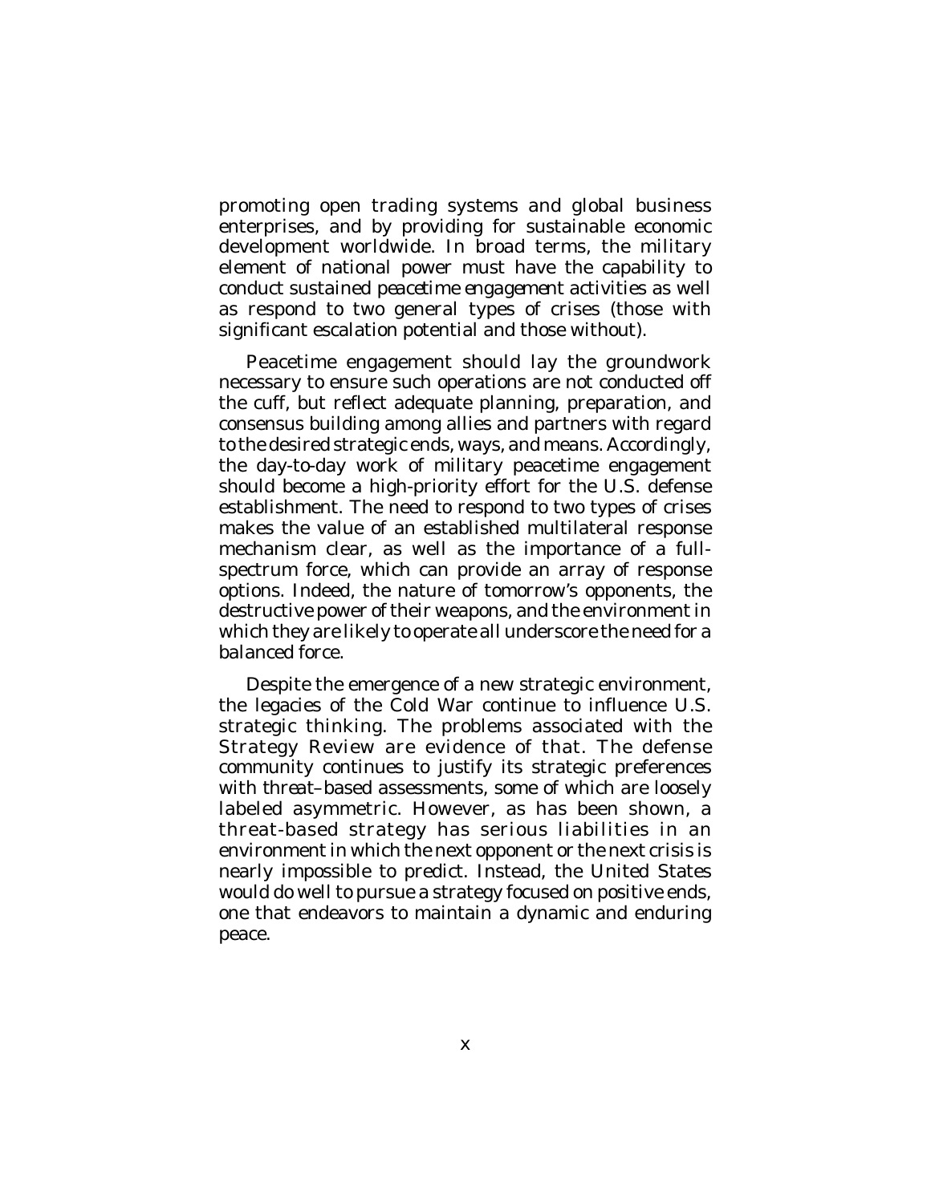promoting open trading systems and global business enterprises, and by providing for sustainable economic development worldwide. In broad terms, the military element of national power must have the capability to conduct sustained *peacetime engagement* activities as well as respond to two general types of crises (those with significant escalation potential and those without).

Peacetime engagement should lay the groundwork necessary to ensure such operations are not conducted off the cuff, but reflect adequate planning, preparation, and consensus building among allies and partners with regard to the desired strategic ends, ways, and means. Accordingly, the day-to-day work of military peacetime engagement should become a high-priority effort for the U.S. defense establishment. The need to respond to two types of crises makes the value of an established multilateral response mechanism clear, as well as the importance of a full-spectrum force, which can provide an array of response options. Indeed, the nature of tomorrow's opponents, the destructive power of their weapons, and the environment in which they are likely to operate all underscore the need for a balanced force.

Despite the emergence of a new strategic environment, the legacies of the Cold War continue to influence U.S. strategic thinking. The problems associated with the Strategy Review are evidence of that. The defense community continues to justify its strategic preferences with *threat–based assessments*, some of which are loosely labeled asymmetric. However, as has been shown, a threat-based strategy has serious liabilities in an environment in which the next opponent or the next crisis is nearly impossible to predict. Instead, the United States would do well to pursue a strategy focused on positive ends, one that endeavors to maintain a dynamic and enduring peace.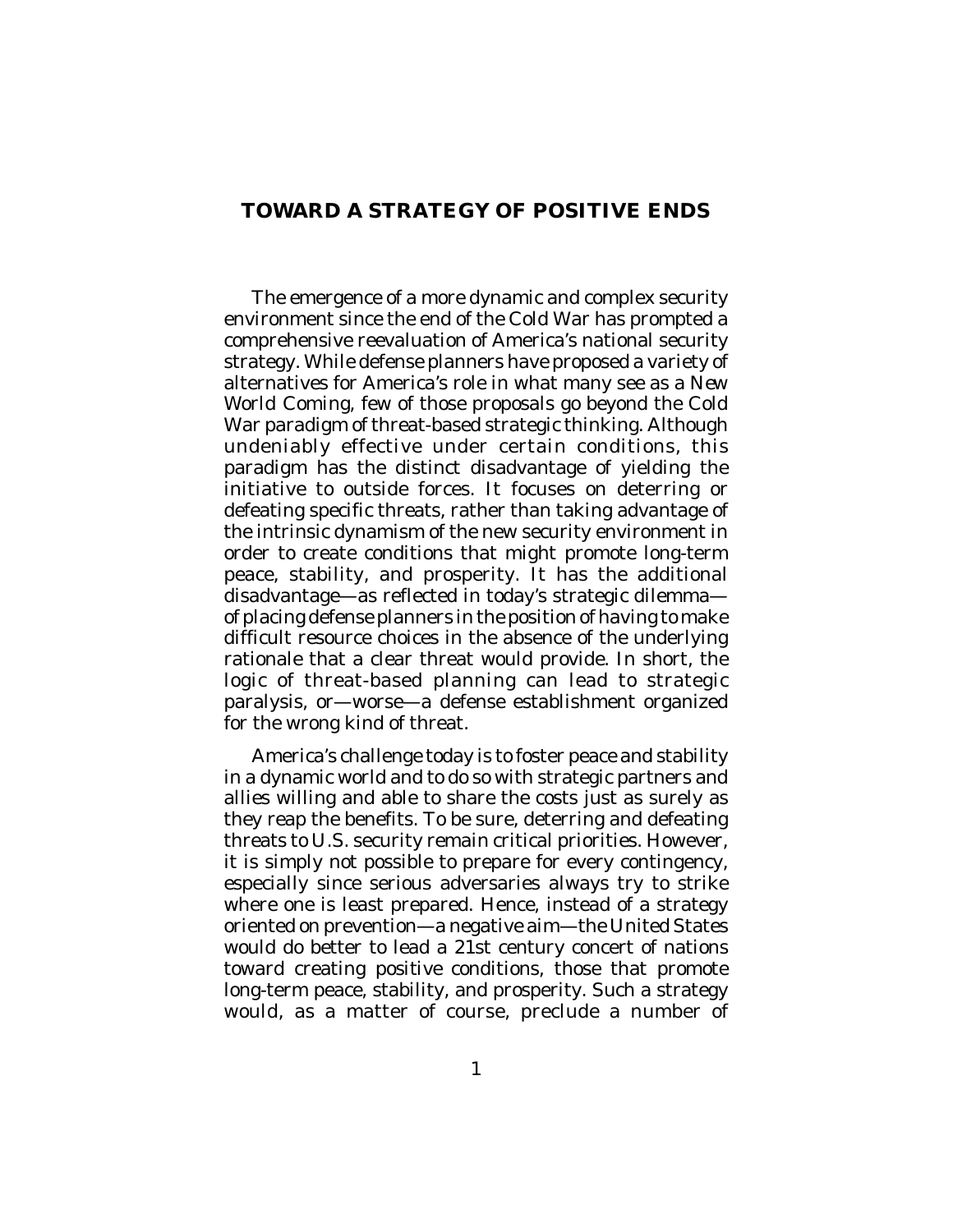## TOWARD A STRATEGY OF POSITIVE ENDS

The emergence of a more dynamic and complex security environment since the end of the Cold War has prompted a comprehensive reevaluation of America's national security strategy. While defense planners have proposed a variety of alternatives for America's role in what many see as a New World Coming, few of those proposals go beyond the Cold War paradigm of threat-based strategic thinking. Although undeniably effective under certain conditions, this paradigm has the distinct disadvantage of yielding the initiative to outside forces. It focuses on deterring or defeating specific threats, rather than taking advantage of the intrinsic dynamism of the new security environment in order to create conditions that might promote long-term peace, stability, and prosperity. It has the additional disadvantage—as reflected in today's strategic dilemma—of placing defense planners in the position of having to make difficult resource choices in the absence of the underlying rationale that a clear threat would provide. In short, the logic of threat-based planning can lead to strategic paralysis, or—worse—a defense establishment organized for the wrong kind of threat.

America's challenge today is to foster peace and stability in a dynamic world and to do so with strategic partners and allies willing and able to share the costs just as surely as they reap the benefits. To be sure, deterring and defeating threats to U.S. security remain critical priorities. However, it is simply not possible to prepare for every contingency, especially since serious adversaries always try to strike where one is least prepared. Hence, instead of a strategy oriented on prevention—a negative aim—the United States would do better to lead a 21st century concert of nations toward creating positive conditions, those that promote long-term peace, stability, and prosperity. Such a strategy would, as a matter of course, preclude a number of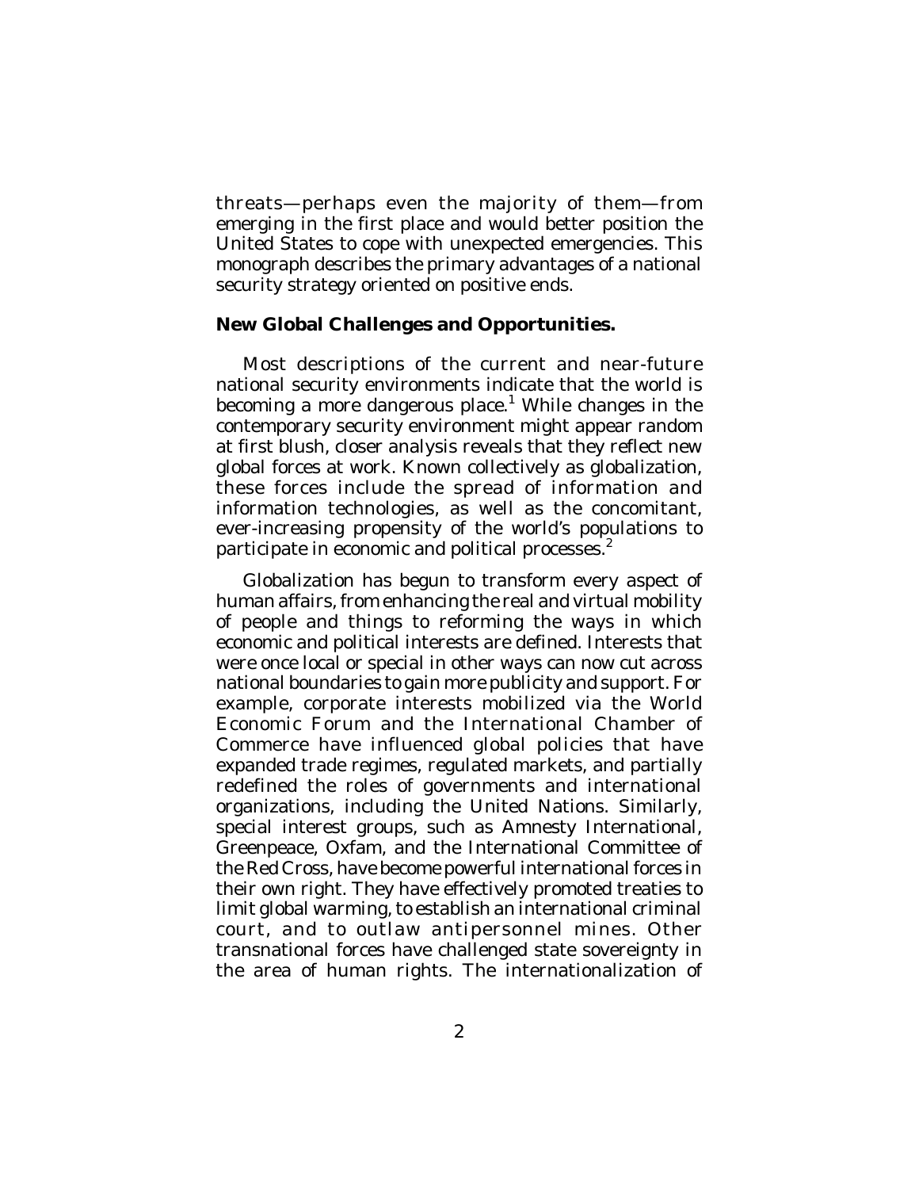threats—perhaps even the majority of them—from emerging in the first place and would better position the United States to cope with unexpected emergencies. This monograph describes the primary advantages of a national security strategy oriented on positive ends.

**New Global Challenges and Opportunities.**

Most descriptions of the current and near-future national security environments indicate that the world is becoming a more dangerous place.[1] While changes in the contemporary security environment might appear random at first blush, closer analysis reveals that they reflect new global forces at work. Known collectively as globalization, these forces include the spread of information and information technologies, as well as the concomitant, ever-increasing propensity of the world's populations to participate in economic and political processes.[2]

Globalization has begun to transform every aspect of human affairs, from enhancing the real and virtual mobility of people and things to reforming the ways in which economic and political interests are defined. Interests that were once local or special in other ways can now cut across national boundaries to gain more publicity and support. For example, corporate interests mobilized via the World Economic Forum and the International Chamber of Commerce have influenced global policies that have expanded trade regimes, regulated markets, and partially redefined the roles of governments and international organizations, including the United Nations. Similarly, special interest groups, such as Amnesty International, Greenpeace, Oxfam, and the International Committee of the Red Cross, have become powerful international forces in their own right. They have effectively promoted treaties to limit global warming, to establish an international criminal court, and to outlaw antipersonnel mines. Other transnational forces have challenged state sovereignty in the area of human rights. The internationalization of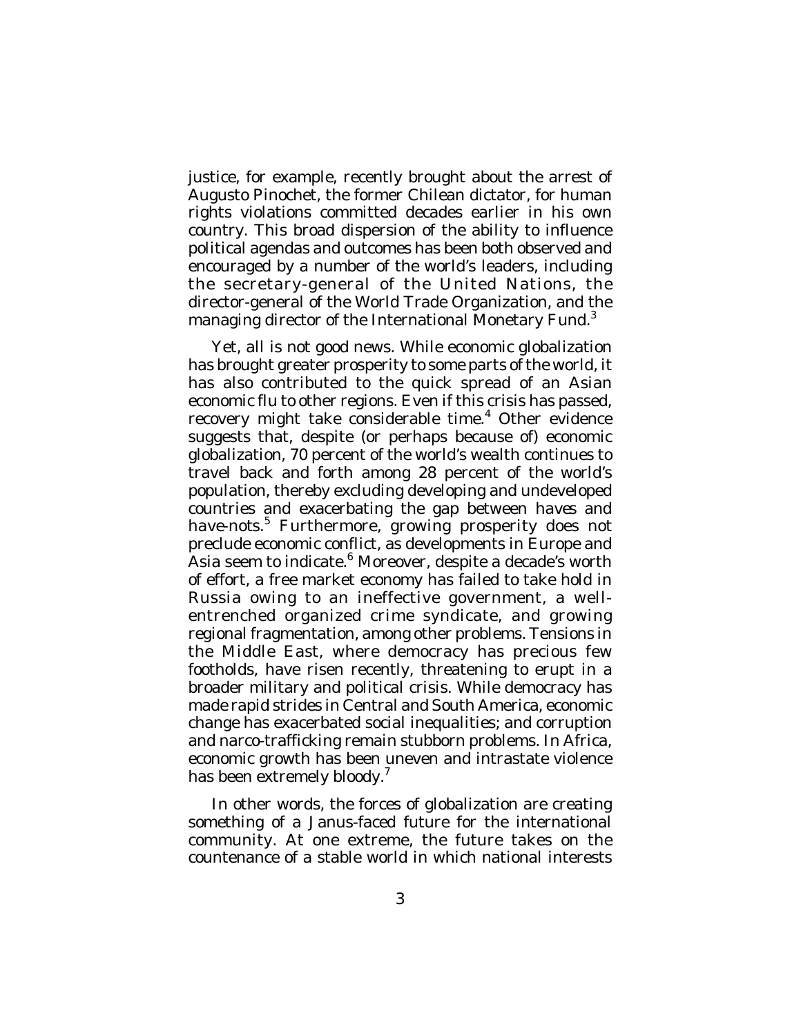justice, for example, recently brought about the arrest of Augusto Pinochet, the former Chilean dictator, for human rights violations committed decades earlier in his own country. This broad dispersion of the ability to influence political agendas and outcomes has been both observed and encouraged by a number of the world's leaders, including the secretary-general of the United Nations, the director-general of the World Trade Organization, and the managing director of the International Monetary Fund.[3]

Yet, all is not good news. While economic globalization has brought greater prosperity to some parts of the world, it has also contributed to the quick spread of an Asian economic flu to other regions. Even if this crisis has passed, recovery might take considerable time.[4] Other evidence suggests that, despite (or perhaps because of) economic globalization, 70 percent of the world's wealth continues to travel back and forth among 28 percent of the world's population, thereby excluding developing and undeveloped countries and exacerbating the gap between haves and have-nots.[5] Furthermore, growing prosperity does not preclude economic conflict, as developments in Europe and Asia seem to indicate.[6] Moreover, despite a decade's worth of effort, a free market economy has failed to take hold in Russia owing to an ineffective government, a well-entrenched organized crime syndicate, and growing regional fragmentation, among other problems. Tensions in the Middle East, where democracy has precious few footholds, have risen recently, threatening to erupt in a broader military and political crisis. While democracy has made rapid strides in Central and South America, economic change has exacerbated social inequalities; and corruption and narco-trafficking remain stubborn problems. In Africa, economic growth has been uneven and intrastate violence has been extremely bloody.[7]

In other words, the forces of globalization are creating something of a Janus-faced future for the international community. At one extreme, the future takes on the countenance of a stable world in which national interests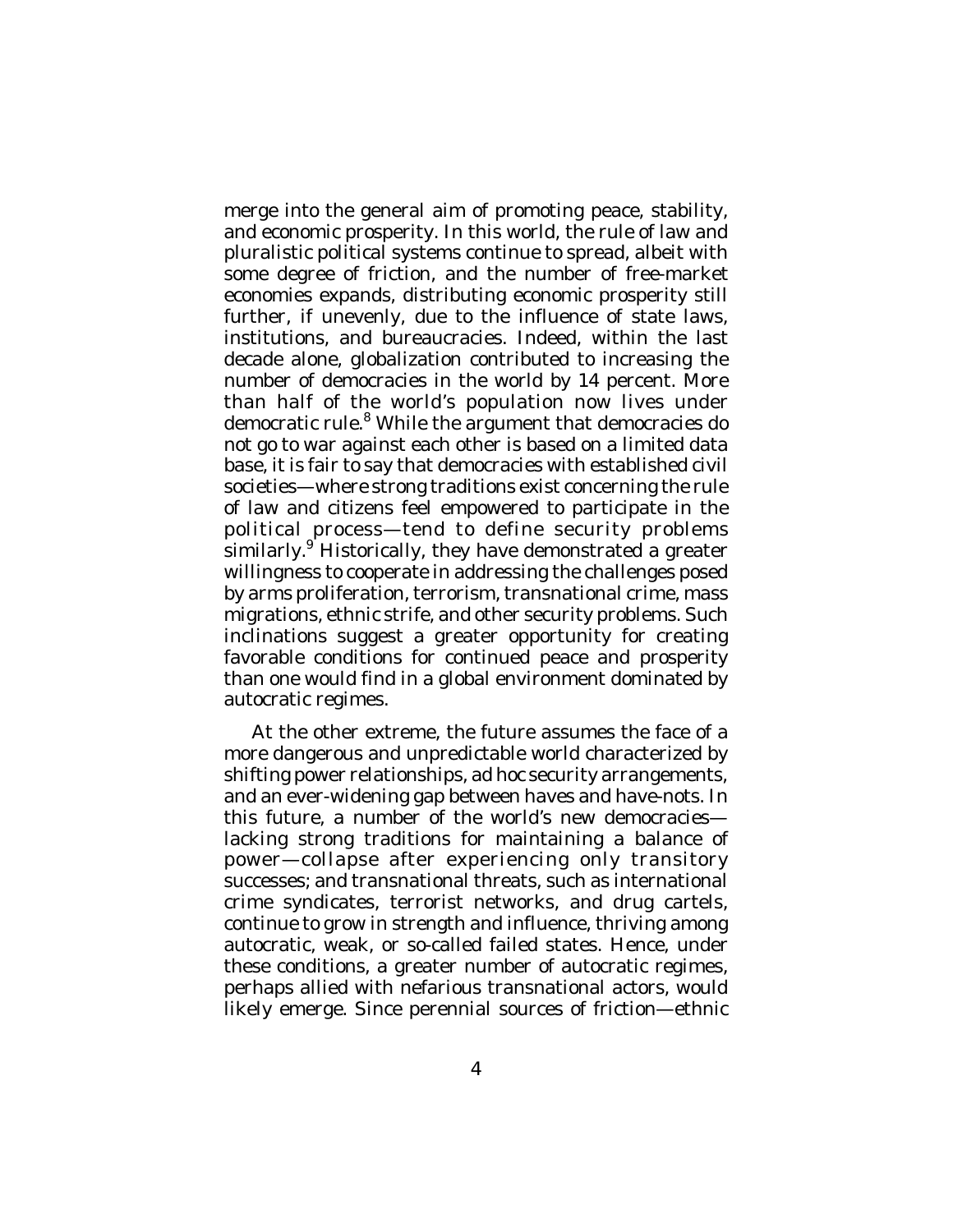merge into the general aim of promoting peace, stability, and economic prosperity. In this world, the rule of law and pluralistic political systems continue to spread, albeit with some degree of friction, and the number of free-market economies expands, distributing economic prosperity still further, if unevenly, due to the influence of state laws, institutions, and bureaucracies. Indeed, within the last decade alone, globalization contributed to increasing the number of democracies in the world by 14 percent. More than half of the world's population now lives under democratic rule.[8] While the argument that democracies do not go to war against each other is based on a limited data base, it is fair to say that democracies with established civil societies—where strong traditions exist concerning the rule of law and citizens feel empowered to participate in the political process—tend to define security problems similarly.[9] Historically, they have demonstrated a greater willingness to cooperate in addressing the challenges posed by arms proliferation, terrorism, transnational crime, mass migrations, ethnic strife, and other security problems. Such inclinations suggest a greater opportunity for creating favorable conditions for continued peace and prosperity than one would find in a global environment dominated by autocratic regimes.

At the other extreme, the future assumes the face of a more dangerous and unpredictable world characterized by shifting power relationships, ad hoc security arrangements, and an ever-widening gap between haves and have-nots. In this future, a number of the world's new democracies—lacking strong traditions for maintaining a balance of power—collapse after experiencing only transitory successes; and transnational threats, such as international crime syndicates, terrorist networks, and drug cartels, continue to grow in strength and influence, thriving among autocratic, weak, or so-called failed states. Hence, under these conditions, a greater number of autocratic regimes, perhaps allied with nefarious transnational actors, would likely emerge. Since perennial sources of friction—ethnic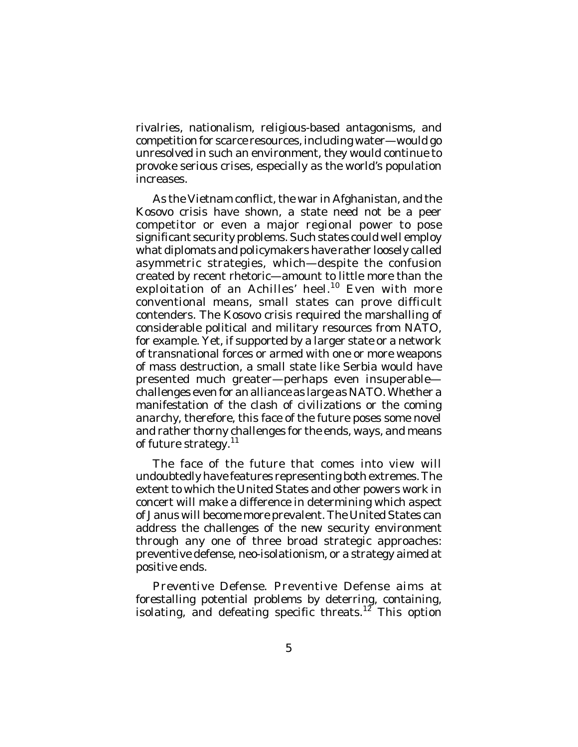rivalries, nationalism, religious-based antagonisms, and competition for scarce resources, including water—would go unresolved in such an environment, they would continue to provoke serious crises, especially as the world's population increases.

As the Vietnam conflict, the war in Afghanistan, and the Kosovo crisis have shown, a state need not be a peer competitor or even a major regional power to pose significant security problems. Such states could well employ what diplomats and policymakers have rather loosely called asymmetric strategies, which—despite the confusion created by recent rhetoric—amount to little more than the exploitation of an Achilles' heel.[10] Even with more conventional means, small states can prove difficult contenders. The Kosovo crisis required the marshalling of considerable political and military resources from NATO, for example. Yet, if supported by a larger state or a network of transnational forces or armed with one or more weapons of mass destruction, a small state like Serbia would have presented much greater—perhaps even insuperable—challenges even for an alliance as large as NATO. Whether a manifestation of the clash of civilizations or the coming anarchy, therefore, this face of the future poses some novel and rather thorny challenges for the ends, ways, and means of future strategy.[11]

The face of the future that comes into view will undoubtedly have features representing both extremes. The extent to which the United States and other powers work in concert will make a difference in determining which aspect of Janus will become more prevalent. The United States can address the challenges of the new security environment through any one of three broad strategic approaches: preventive defense, neo-isolationism, or a strategy aimed at positive ends.

*Preventive Defense.* Preventive Defense aims at forestalling potential problems by deterring, containing, isolating, and defeating specific threats.[12] This option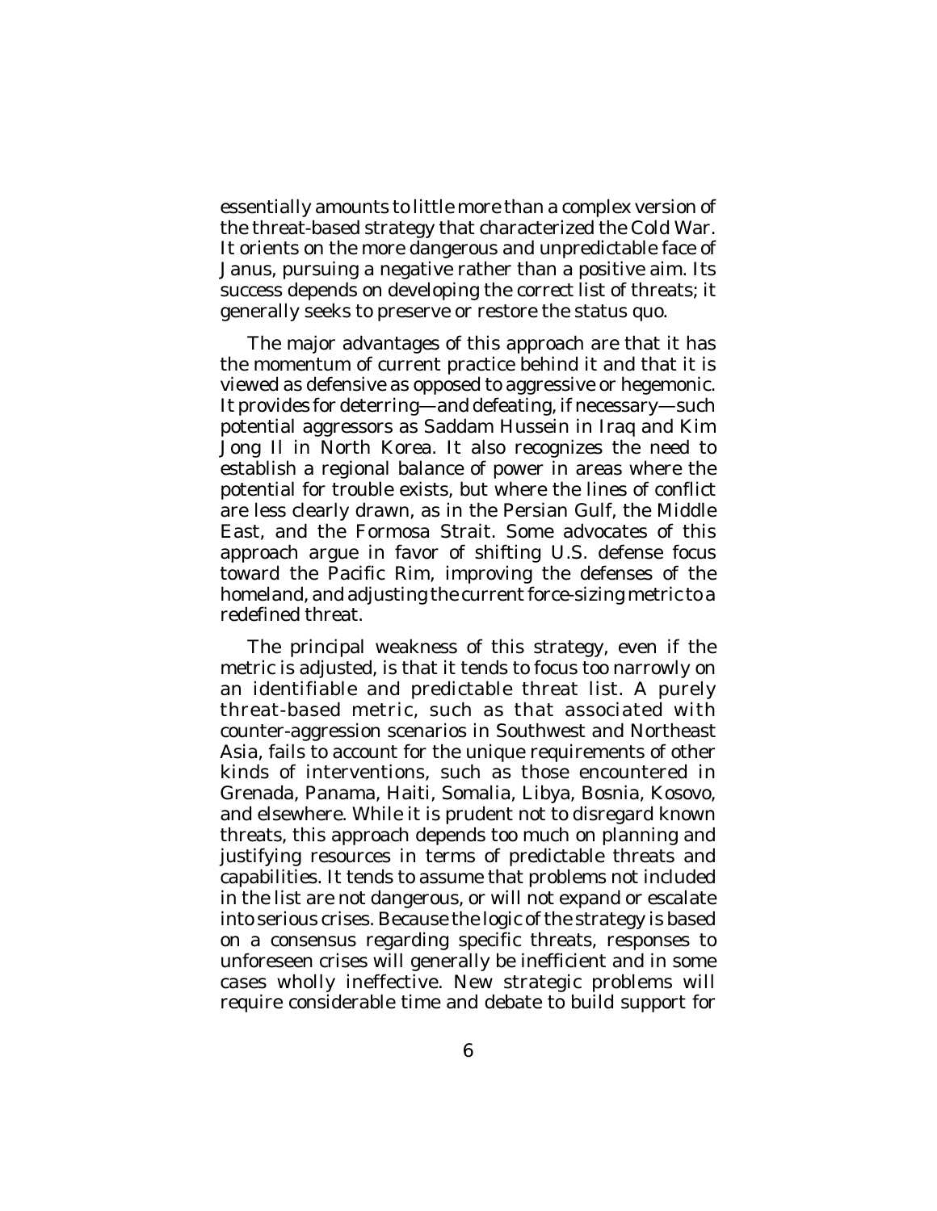essentially amounts to little more than a complex version of the threat-based strategy that characterized the Cold War. It orients on the more dangerous and unpredictable face of Janus, pursuing a negative rather than a positive aim. Its success depends on developing the correct list of threats; it generally seeks to preserve or restore the status quo.

The major advantages of this approach are that it has the momentum of current practice behind it and that it is viewed as defensive as opposed to aggressive or hegemonic. It provides for deterring—and defeating, if necessary—such potential aggressors as Saddam Hussein in Iraq and Kim Jong Il in North Korea. It also recognizes the need to establish a regional balance of power in areas where the potential for trouble exists, but where the lines of conflict are less clearly drawn, as in the Persian Gulf, the Middle East, and the Formosa Strait. Some advocates of this approach argue in favor of shifting U.S. defense focus toward the Pacific Rim, improving the defenses of the homeland, and adjusting the current force-sizing metric to a redefined threat.

The principal weakness of this strategy, even if the metric is adjusted, is that it tends to focus too narrowly on an identifiable and predictable threat list. A purely threat-based metric, such as that associated with counter-aggression scenarios in Southwest and Northeast Asia, fails to account for the unique requirements of other kinds of interventions, such as those encountered in Grenada, Panama, Haiti, Somalia, Libya, Bosnia, Kosovo, and elsewhere. While it is prudent not to disregard known threats, this approach depends too much on planning and justifying resources in terms of predictable threats and capabilities. It tends to assume that problems not included in the list are not dangerous, or will not expand or escalate into serious crises. Because the logic of the strategy is based on a consensus regarding specific threats, responses to unforeseen crises will generally be inefficient and in some cases wholly ineffective. New strategic problems will require considerable time and debate to build support for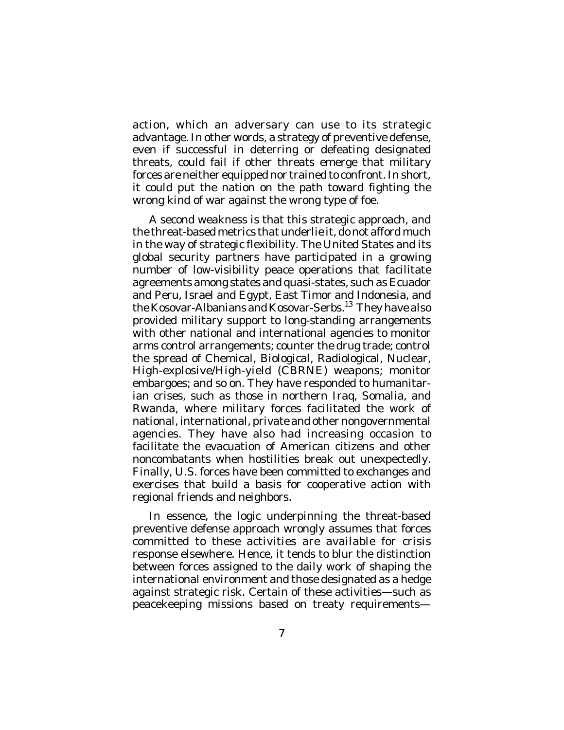action, which an adversary can use to its strategic advantage. In other words, a strategy of preventive defense, even if successful in deterring or defeating designated threats, could fail if other threats emerge that military forces are neither equipped nor trained to confront. In short, it could put the nation on the path toward fighting the wrong kind of war against the wrong type of foe.

A second weakness is that this strategic approach, and the threat-based metrics that underlie it, do not afford much in the way of strategic flexibility. The United States and its global security partners have participated in a growing number of low-visibility peace operations that facilitate agreements among states and quasi-states, such as Ecuador and Peru, Israel and Egypt, East Timor and Indonesia, and the Kosovar-Albanians and Kosovar-Serbs.[13] They have also provided military support to long-standing arrangements with other national and international agencies to monitor arms control arrangements; counter the drug trade; control the spread of Chemical, Biological, Radiological, Nuclear, High-explosive/High-yield (CBRNE) weapons; monitor embargoes; and so on. They have responded to humanitarian crises, such as those in northern Iraq, Somalia, and Rwanda, where military forces facilitated the work of national, international, private and other nongovernmental agencies. They have also had increasing occasion to facilitate the evacuation of American citizens and other noncombatants when hostilities break out unexpectedly. Finally, U.S. forces have been committed to exchanges and exercises that build a basis for cooperative action with regional friends and neighbors.

In essence, the logic underpinning the threat-based preventive defense approach wrongly assumes that forces committed to these activities are available for crisis response elsewhere. Hence, it tends to blur the distinction between forces assigned to the daily work of shaping the international environment and those designated as a hedge against strategic risk. Certain of these activities—such as peacekeeping missions based on treaty requirements—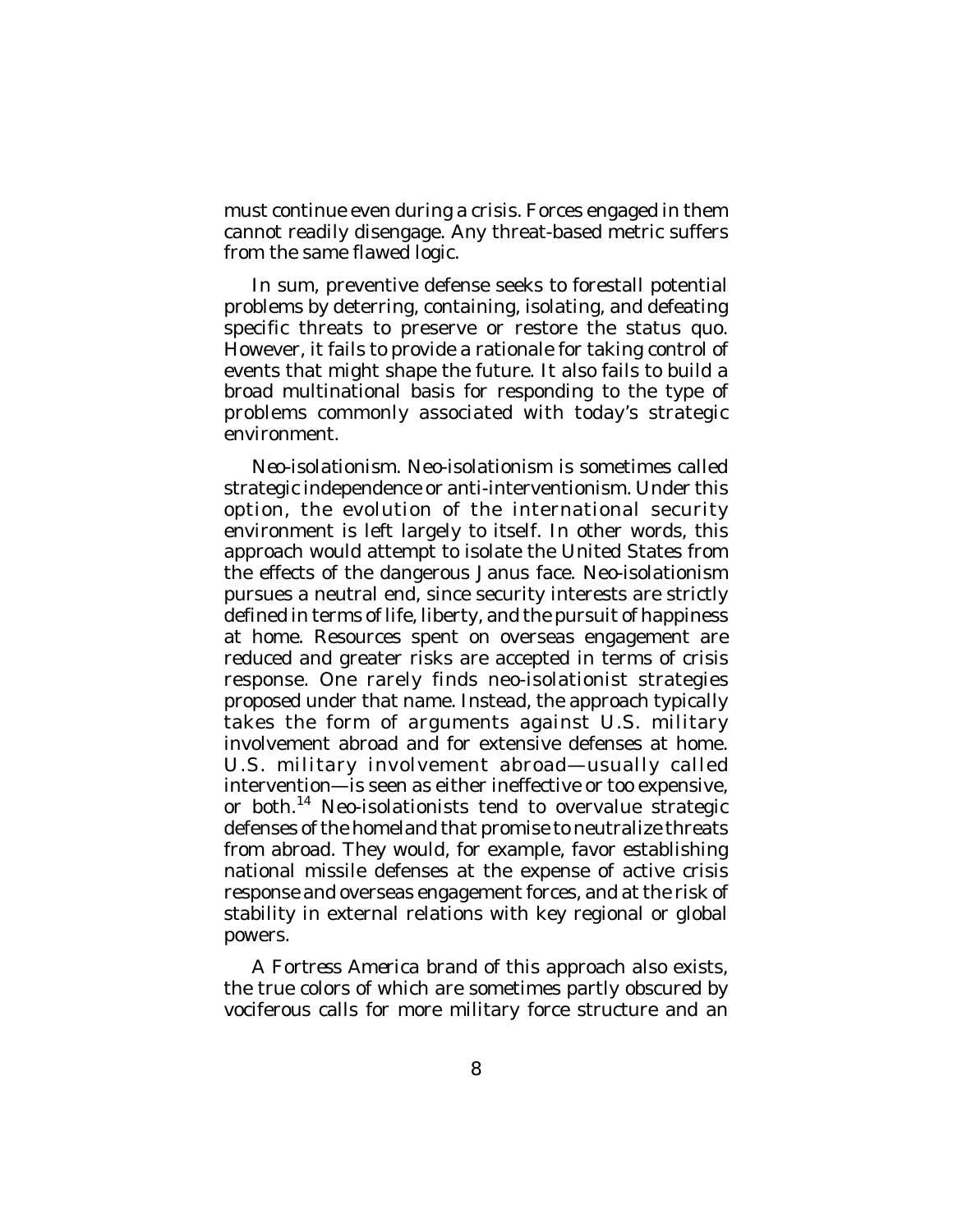must continue even during a crisis. Forces engaged in them cannot readily disengage. Any threat-based metric suffers from the same flawed logic.

In sum, preventive defense seeks to forestall potential problems by deterring, containing, isolating, and defeating specific threats to preserve or restore the status quo. However, it fails to provide a rationale for taking control of events that might shape the future. It also fails to build a broad multinational basis for responding to the type of problems commonly associated with today's strategic environment.

*Neo-isolationism*. Neo-isolationism is sometimes called strategic independence or anti-interventionism. Under this option, the evolution of the international security environment is left largely to itself. In other words, this approach would attempt to isolate the United States from the effects of the dangerous Janus face. Neo-isolationism pursues a neutral end, since security interests are strictly defined in terms of life, liberty, and the pursuit of happiness at home. Resources spent on overseas engagement are reduced and greater risks are accepted in terms of crisis response. One rarely finds neo-isolationist strategies proposed under that name. Instead, the approach typically takes the form of arguments against U.S. military involvement abroad and for extensive defenses at home. U.S. military involvement abroad—usually called intervention—is seen as either ineffective or too expensive, or both.[14] Neo-isolationists tend to overvalue strategic defenses of the homeland that promise to neutralize threats from abroad. They would, for example, favor establishing national missile defenses at the expense of active crisis response and overseas engagement forces, and at the risk of stability in external relations with key regional or global powers.

A *Fortress America* brand of this approach also exists, the true colors of which are sometimes partly obscured by vociferous calls for more military force structure and an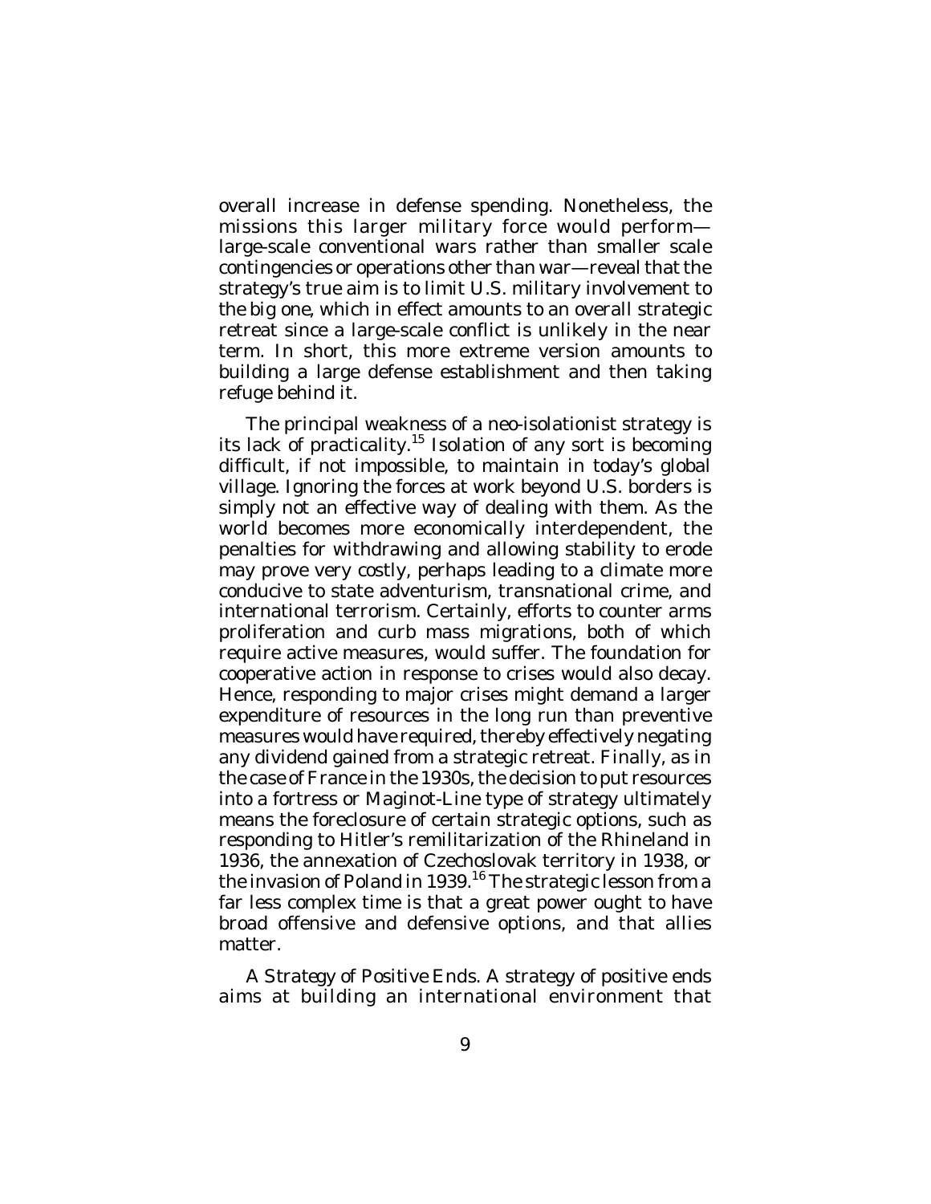overall increase in defense spending. Nonetheless, the missions this larger military force would perform—large-scale conventional wars rather than smaller scale contingencies or operations other than war—reveal that the strategy's true aim is to limit U.S. military involvement to the big one, which in effect amounts to an overall strategic retreat since a large-scale conflict is unlikely in the near term. In short, this more extreme version amounts to building a large defense establishment and then taking refuge behind it.

The principal weakness of a neo-isolationist strategy is its lack of practicality.[15] Isolation of any sort is becoming difficult, if not impossible, to maintain in today's global village. Ignoring the forces at work beyond U.S. borders is simply not an effective way of dealing with them. As the world becomes more economically interdependent, the penalties for withdrawing and allowing stability to erode may prove very costly, perhaps leading to a climate more conducive to state adventurism, transnational crime, and international terrorism. Certainly, efforts to counter arms proliferation and curb mass migrations, both of which require active measures, would suffer. The foundation for cooperative action in response to crises would also decay. Hence, responding to major crises might demand a larger expenditure of resources in the long run than preventive measures would have required, thereby effectively negating any dividend gained from a strategic retreat. Finally, as in the case of France in the 1930s, the decision to put resources into a fortress or Maginot-Line type of strategy ultimately means the foreclosure of certain strategic options, such as responding to Hitler's remilitarization of the Rhineland in 1936, the annexation of Czechoslovak territory in 1938, or the invasion of Poland in 1939.[16] The strategic lesson from a far less complex time is that a great power ought to have broad offensive and defensive options, and that allies matter.

*A Strategy of Positive Ends.* A strategy of positive ends aims at building an international environment that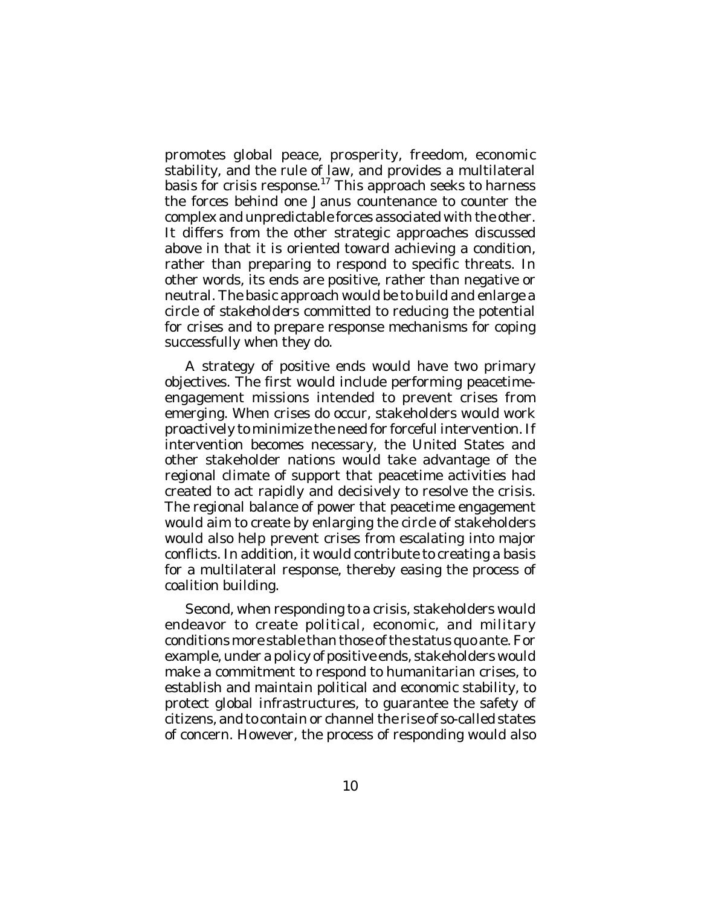promotes global peace, prosperity, freedom, economic stability, and the rule of law, and provides a multilateral basis for crisis response.[17] This approach seeks to harness the forces behind one Janus countenance to counter the complex and unpredictable forces associated with the other. It differs from the other strategic approaches discussed above in that it is oriented toward achieving a condition, rather than preparing to respond to specific threats. In other words, its ends are positive, rather than negative or neutral. The basic approach would be to build and enlarge a circle of stakeholders committed to reducing the potential for crises and to prepare response mechanisms for coping successfully when they do.

A strategy of positive ends would have two primary objectives. The first would include performing peacetime-engagement missions intended to prevent crises from emerging. When crises do occur, stakeholders would work proactively to minimize the need for forceful intervention. If intervention becomes necessary, the United States and other stakeholder nations would take advantage of the regional climate of support that peacetime activities had created to act rapidly and decisively to resolve the crisis. The regional balance of power that peacetime engagement would aim to create by enlarging the circle of stakeholders would also help prevent crises from escalating into major conflicts. In addition, it would contribute to creating a basis for a multilateral response, thereby easing the process of coalition building.

Second, when responding to a crisis, stakeholders would endeavor to create political, economic, and military conditions more stable than those of the status quo ante. For example, under a policy of positive ends, stakeholders would make a commitment to respond to humanitarian crises, to establish and maintain political and economic stability, to protect global infrastructures, to guarantee the safety of citizens, and to contain or channel the rise of so-called states of concern. However, the process of responding would also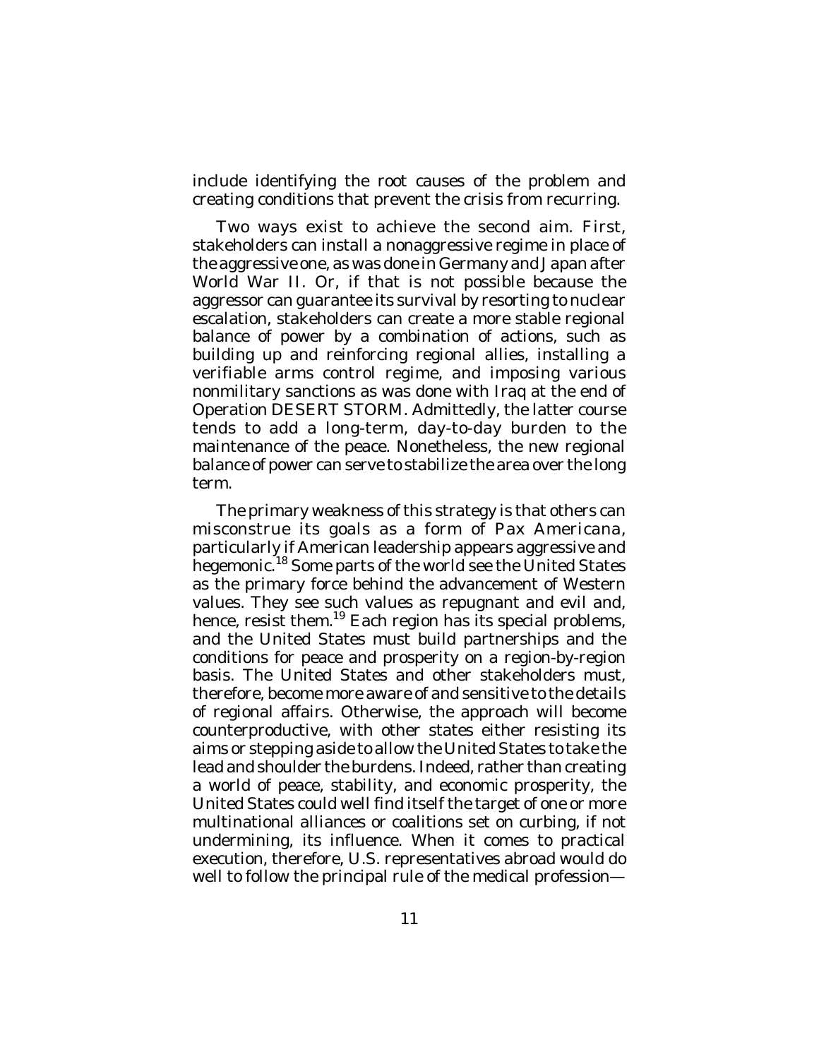include identifying the root causes of the problem and creating conditions that prevent the crisis from recurring.

Two ways exist to achieve the second aim. First, stakeholders can install a nonaggressive regime in place of the aggressive one, as was done in Germany and Japan after World War II. Or, if that is not possible because the aggressor can guarantee its survival by resorting to nuclear escalation, stakeholders can create a more stable regional balance of power by a combination of actions, such as building up and reinforcing regional allies, installing a verifiable arms control regime, and imposing various nonmilitary sanctions as was done with Iraq at the end of Operation DESERT STORM. Admittedly, the latter course tends to add a long-term, day-to-day burden to the maintenance of the peace. Nonetheless, the new regional balance of power can serve to stabilize the area over the long term.

The primary weakness of this strategy is that others can misconstrue its goals as a form of Pax Americana, particularly if American leadership appears aggressive and hegemonic.[18] Some parts of the world see the United States as the primary force behind the advancement of Western values. They see such values as repugnant and evil and, hence, resist them.[19] Each region has its special problems, and the United States must build partnerships and the conditions for peace and prosperity on a region-by-region basis. The United States and other stakeholders must, therefore, become more aware of and sensitive to the details of regional affairs. Otherwise, the approach will become counterproductive, with other states either resisting its aims or stepping aside to allow the United States to take the lead and shoulder the burdens. Indeed, rather than creating a world of peace, stability, and economic prosperity, the United States could well find itself the target of one or more multinational alliances or coalitions set on curbing, if not undermining, its influence. When it comes to practical execution, therefore, U.S. representatives abroad would do well to follow the principal rule of the medical profession—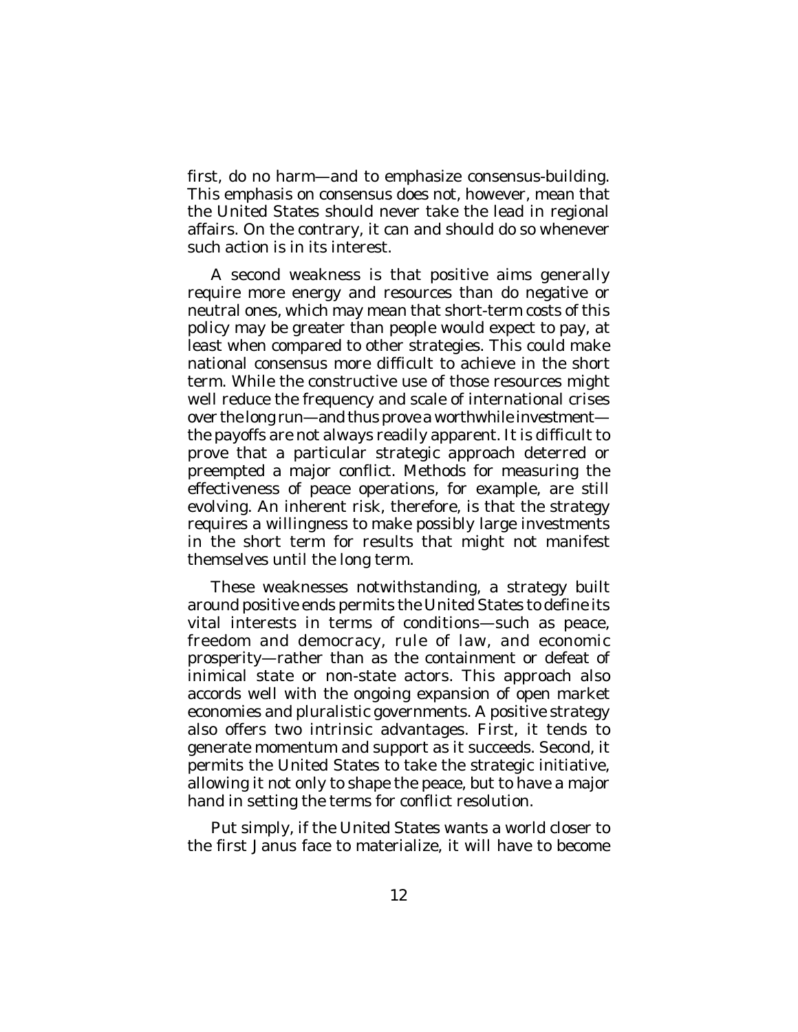first, do no harm—and to emphasize consensus-building. This emphasis on consensus does not, however, mean that the United States should never take the lead in regional affairs. On the contrary, it can and should do so whenever such action is in its interest.

A second weakness is that positive aims generally require more energy and resources than do negative or neutral ones, which may mean that short-term costs of this policy may be greater than people would expect to pay, at least when compared to other strategies. This could make national consensus more difficult to achieve in the short term. While the constructive use of those resources might well reduce the frequency and scale of international crises over the long run—and thus prove a worthwhile investment—the payoffs are not always readily apparent. It is difficult to prove that a particular strategic approach deterred or preempted a major conflict. Methods for measuring the effectiveness of peace operations, for example, are still evolving. An inherent risk, therefore, is that the strategy requires a willingness to make possibly large investments in the short term for results that might not manifest themselves until the long term.

These weaknesses notwithstanding, a strategy built around positive ends permits the United States to define its vital interests in terms of conditions—such as peace, freedom and democracy, rule of law, and economic prosperity—rather than as the containment or defeat of inimical state or non-state actors. This approach also accords well with the ongoing expansion of open market economies and pluralistic governments. A positive strategy also offers two intrinsic advantages. First, it tends to generate momentum and support as it succeeds. Second, it permits the United States to take the strategic initiative, allowing it not only to shape the peace, but to have a major hand in setting the terms for conflict resolution.

Put simply, if the United States wants a world closer to the first Janus face to materialize, it will have to become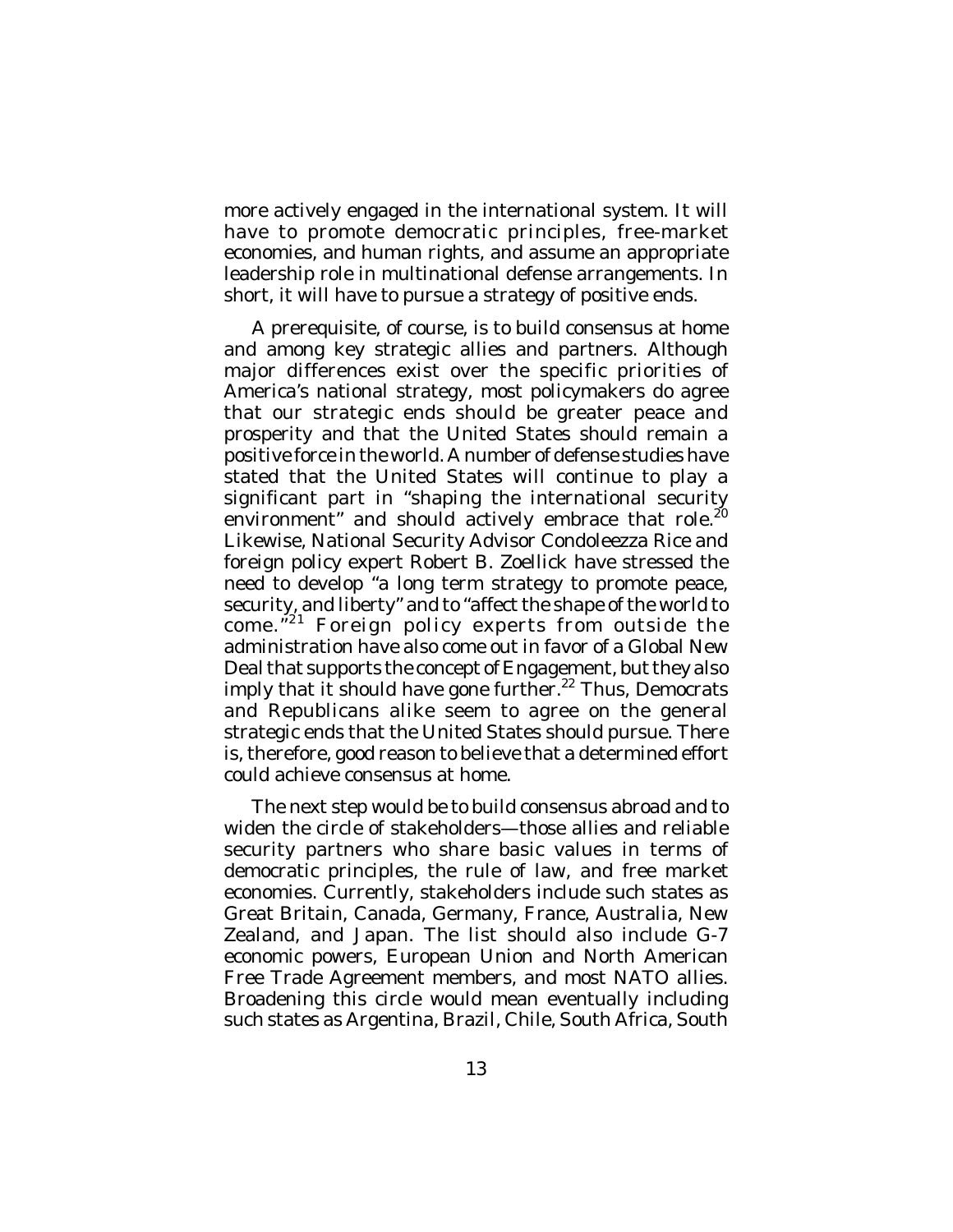more actively engaged in the international system. It will have to promote democratic principles, free-market economies, and human rights, and assume an appropriate leadership role in multinational defense arrangements. In short, it will have to pursue a strategy of positive ends.

A prerequisite, of course, is to build consensus at home and among key strategic allies and partners. Although major differences exist over the specific priorities of America's national strategy, most policymakers do agree that our strategic ends should be greater peace and prosperity and that the United States should remain a positive force in the world. A number of defense studies have stated that the United States will continue to play a significant part in "shaping the international security environment" and should actively embrace that role.[20] Likewise, National Security Advisor Condoleezza Rice and foreign policy expert Robert B. Zoellick have stressed the need to develop "a long term strategy to promote peace, security, and liberty" and to "affect the shape of the world to come."[21] Foreign policy experts from outside the administration have also come out in favor of a Global New Deal that supports the concept of Engagement, but they also imply that it should have gone further.[22] Thus, Democrats and Republicans alike seem to agree on the general strategic ends that the United States should pursue. There is, therefore, good reason to believe that a determined effort could achieve consensus at home.

The next step would be to build consensus abroad and to widen the circle of stakeholders—those allies and reliable security partners who share basic values in terms of democratic principles, the rule of law, and free market economies. Currently, stakeholders include such states as Great Britain, Canada, Germany, France, Australia, New Zealand, and Japan. The list should also include G-7 economic powers, European Union and North American Free Trade Agreement members, and most NATO allies. Broadening this circle would mean eventually including such states as Argentina, Brazil, Chile, South Africa, South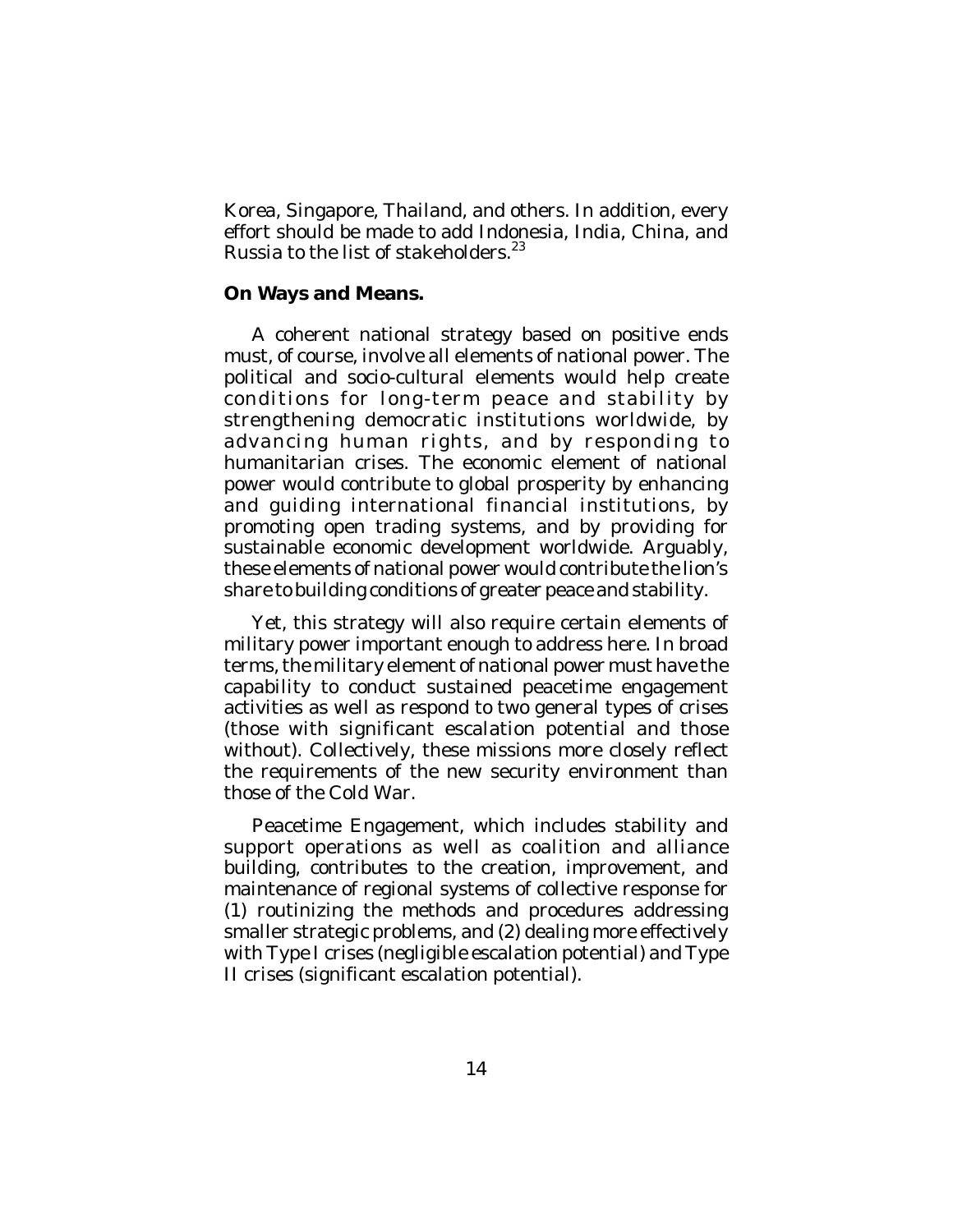Korea, Singapore, Thailand, and others. In addition, every effort should be made to add Indonesia, India, China, and Russia to the list of stakeholders.[23]

**On Ways and Means.**

A coherent national strategy based on positive ends must, of course, involve all elements of national power. The political and socio-cultural elements would help create conditions for long-term peace and stability by strengthening democratic institutions worldwide, by advancing human rights, and by responding to humanitarian crises. The economic element of national power would contribute to global prosperity by enhancing and guiding international financial institutions, by promoting open trading systems, and by providing for sustainable economic development worldwide. Arguably, these elements of national power would contribute the lion's share to building conditions of greater peace and stability.

Yet, this strategy will also require certain elements of military power important enough to address here. In broad terms, the military element of national power must have the capability to conduct sustained peacetime engagement activities as well as respond to two general types of crises (those with significant escalation potential and those without). Collectively, these missions more closely reflect the requirements of the new security environment than those of the Cold War.

Peacetime Engagement, which includes stability and support operations as well as coalition and alliance building, contributes to the creation, improvement, and maintenance of regional systems of collective response for (1) routinizing the methods and procedures addressing smaller strategic problems, and (2) dealing more effectively with Type I crises (negligible escalation potential) and Type II crises (significant escalation potential).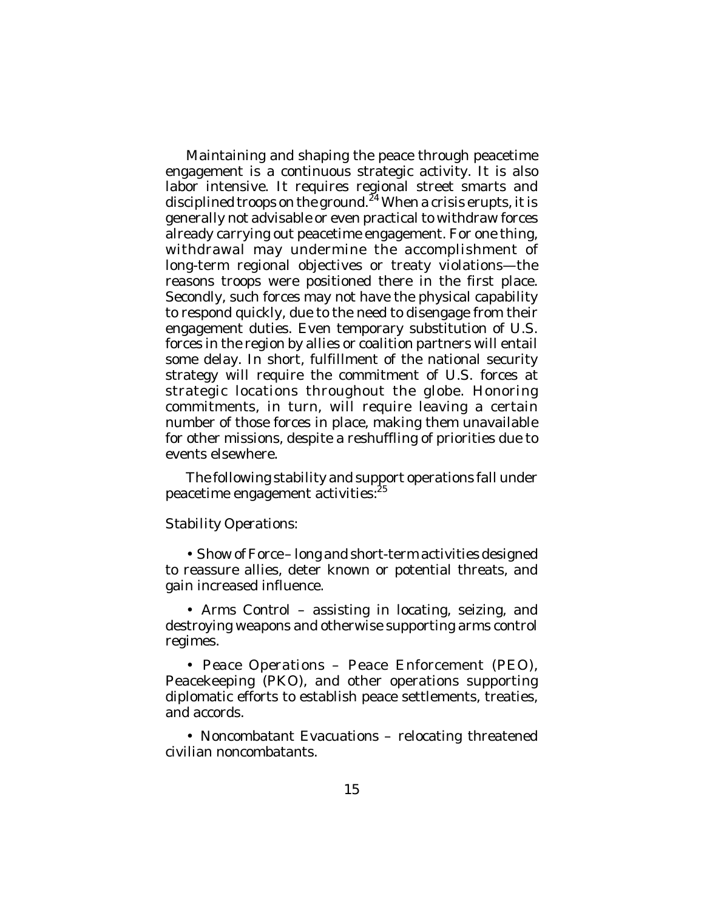Maintaining and shaping the peace through peacetime engagement is a continuous strategic activity. It is also labor intensive. It requires regional street smarts and disciplined troops on the ground.[24] When a crisis erupts, it is generally not advisable or even practical to withdraw forces already carrying out peacetime engagement. For one thing, withdrawal may undermine the accomplishment of long-term regional objectives or treaty violations—the reasons troops were positioned there in the first place. Secondly, such forces may not have the physical capability to respond quickly, due to the need to disengage from their engagement duties. Even temporary substitution of U.S. forces in the region by allies or coalition partners will entail some delay. In short, fulfillment of the national security strategy will require the commitment of U.S. forces at strategic locations throughout the globe. Honoring commitments, in turn, will require leaving a certain number of those forces in place, making them unavailable for other missions, despite a reshuffling of priorities due to events elsewhere.

The following stability and support operations fall under peacetime engagement activities:[25]

*Stability Operations:*

- Show of Force – long and short-term activities designed to reassure allies, deter known or potential threats, and gain increased influence.

- Arms Control – assisting in locating, seizing, and destroying weapons and otherwise supporting arms control regimes.

- Peace Operations – Peace Enforcement (PEO), Peacekeeping (PKO), and other operations supporting diplomatic efforts to establish peace settlements, treaties, and accords.

- Noncombatant Evacuations – relocating threatened civilian noncombatants.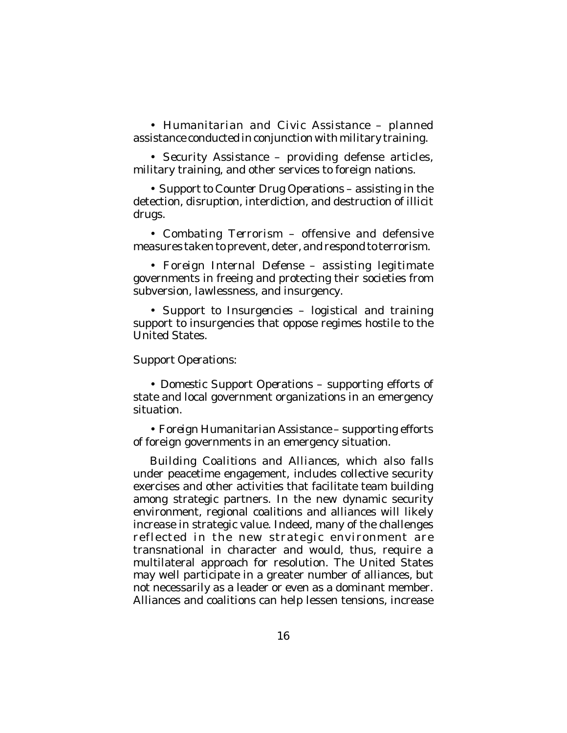• *Humanitarian and Civic Assistance* – planned assistance conducted in conjunction with military training.

• *Security Assistance* – providing defense articles, military training, and other services to foreign nations.

• *Support to Counter Drug Operations* – assisting in the detection, disruption, interdiction, and destruction of illicit drugs.

• *Combating Terrorism* – offensive and defensive measures taken to prevent, deter, and respond to terrorism.

• *Foreign Internal Defense* – assisting legitimate governments in freeing and protecting their societies from subversion, lawlessness, and insurgency.

• *Support to Insurgencies* – logistical and training support to insurgencies that oppose regimes hostile to the United States.

*Support Operations*:

• *Domestic Support Operations* – supporting efforts of state and local government organizations in an emergency situation.

• *Foreign Humanitarian Assistance* – supporting efforts of foreign governments in an emergency situation.

*Building Coalitions and Alliances*, which also falls under peacetime engagement, includes collective security exercises and other activities that facilitate team building among strategic partners. In the new dynamic security environment, regional coalitions and alliances will likely increase in strategic value. Indeed, many of the challenges reflected in the new strategic environment are transnational in character and would, thus, require a multilateral approach for resolution. The United States may well participate in a greater number of alliances, but not necessarily as a leader or even as a dominant member. Alliances and coalitions can help lessen tensions, increase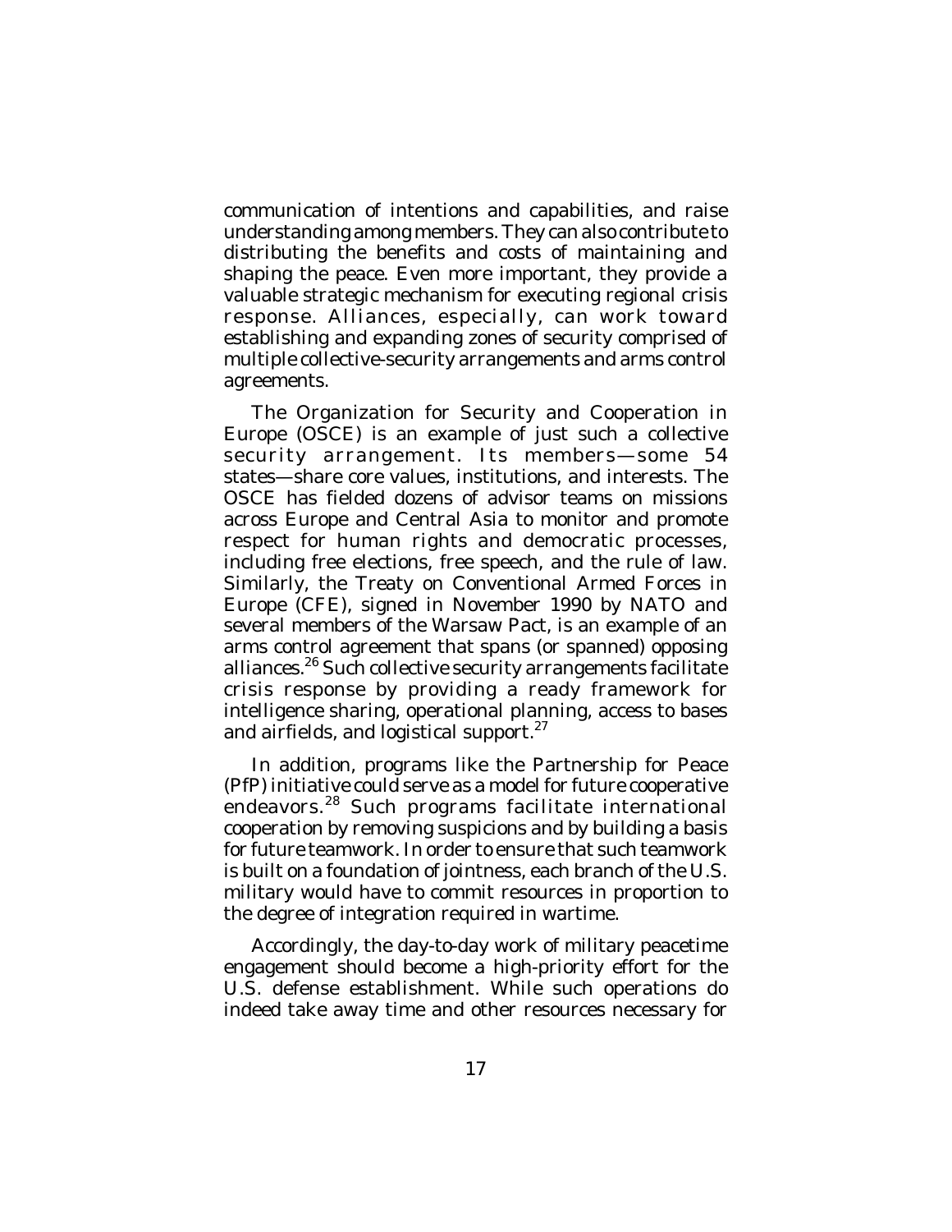communication of intentions and capabilities, and raise understanding among members. They can also contribute to distributing the benefits and costs of maintaining and shaping the peace. Even more important, they provide a valuable strategic mechanism for executing regional crisis response. Alliances, especially, can work toward establishing and expanding zones of security comprised of multiple collective-security arrangements and arms control agreements.

The Organization for Security and Cooperation in Europe (OSCE) is an example of just such a collective security arrangement. Its members—some 54 states—share core values, institutions, and interests. The OSCE has fielded dozens of advisor teams on missions across Europe and Central Asia to monitor and promote respect for human rights and democratic processes, including free elections, free speech, and the rule of law. Similarly, the Treaty on Conventional Armed Forces in Europe (CFE), signed in November 1990 by NATO and several members of the Warsaw Pact, is an example of an arms control agreement that spans (or spanned) opposing alliances.[26] Such collective security arrangements facilitate crisis response by providing a ready framework for intelligence sharing, operational planning, access to bases and airfields, and logistical support.[27]

In addition, programs like the Partnership for Peace (PfP) initiative could serve as a model for future cooperative endeavors.[28] Such programs facilitate international cooperation by removing suspicions and by building a basis for future teamwork. In order to ensure that such teamwork is built on a foundation of jointness, each branch of the U.S. military would have to commit resources in proportion to the degree of integration required in wartime.

Accordingly, the day-to-day work of military peacetime engagement should become a high-priority effort for the U.S. defense establishment. While such operations do indeed take away time and other resources necessary for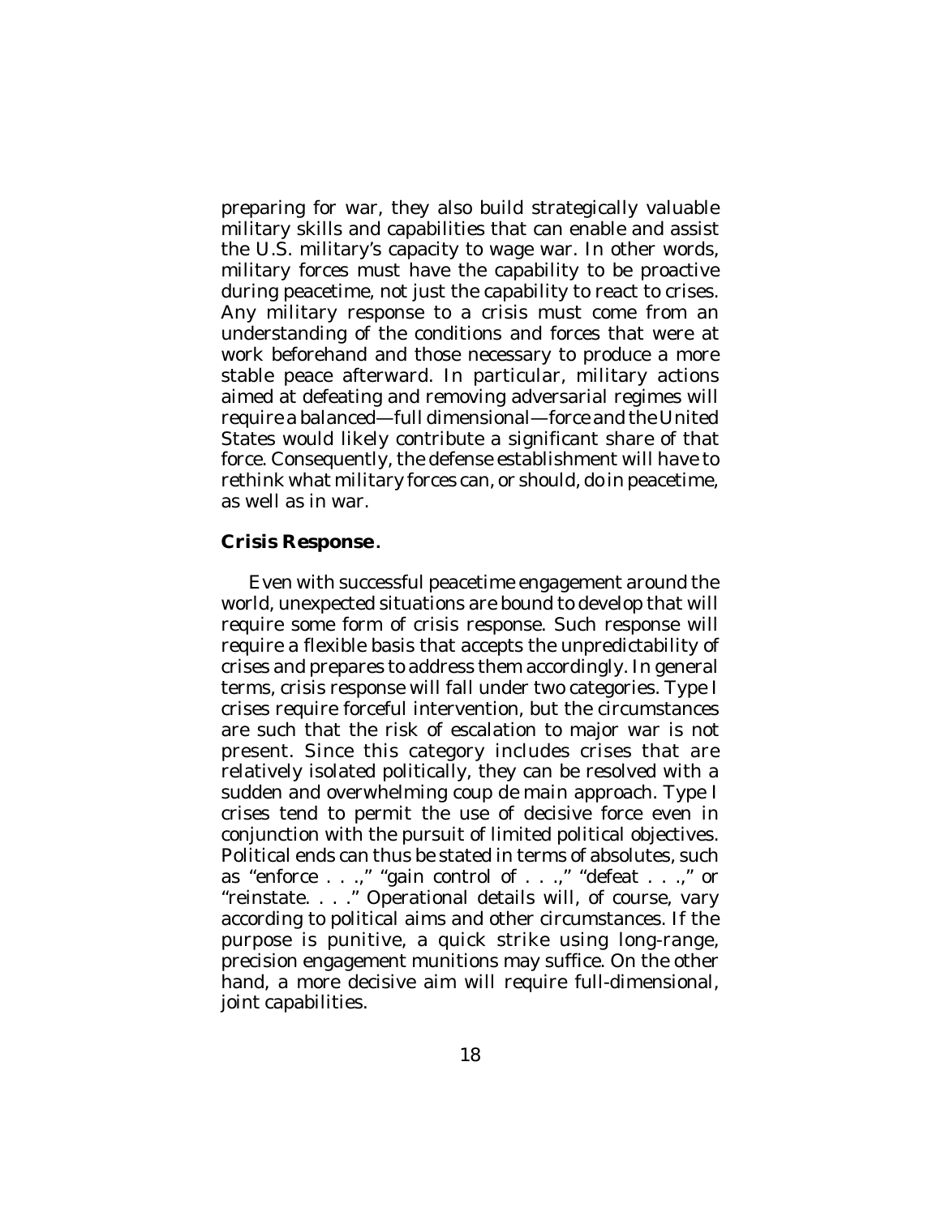preparing for war, they also build strategically valuable military skills and capabilities that can enable and assist the U.S. military's capacity to wage war. In other words, military forces must have the capability to be proactive during peacetime, not just the capability to react to crises. Any military response to a crisis must come from an understanding of the conditions and forces that were at work beforehand and those necessary to produce a more stable peace afterward. In particular, military actions aimed at defeating and removing adversarial regimes will require a balanced—full dimensional—force and the United States would likely contribute a significant share of that force. Consequently, the defense establishment will have to rethink what military forces can, or should, do in peacetime, as well as in war.

**Crisis Response.**

Even with successful peacetime engagement around the world, unexpected situations are bound to develop that will require some form of crisis response. Such response will require a flexible basis that accepts the unpredictability of crises and prepares to address them accordingly. In general terms, crisis response will fall under two categories. Type I crises require forceful intervention, but the circumstances are such that the risk of escalation to major war is not present. Since this category includes crises that are relatively isolated politically, they can be resolved with a sudden and overwhelming coup de main approach. Type I crises tend to permit the use of decisive force even in conjunction with the pursuit of limited political objectives. Political ends can thus be stated in terms of absolutes, such as "enforce . . .," "gain control of . . .," "defeat . . .," or "reinstate. . . ." Operational details will, of course, vary according to political aims and other circumstances. If the purpose is punitive, a quick strike using long-range, precision engagement munitions may suffice. On the other hand, a more decisive aim will require full-dimensional, joint capabilities.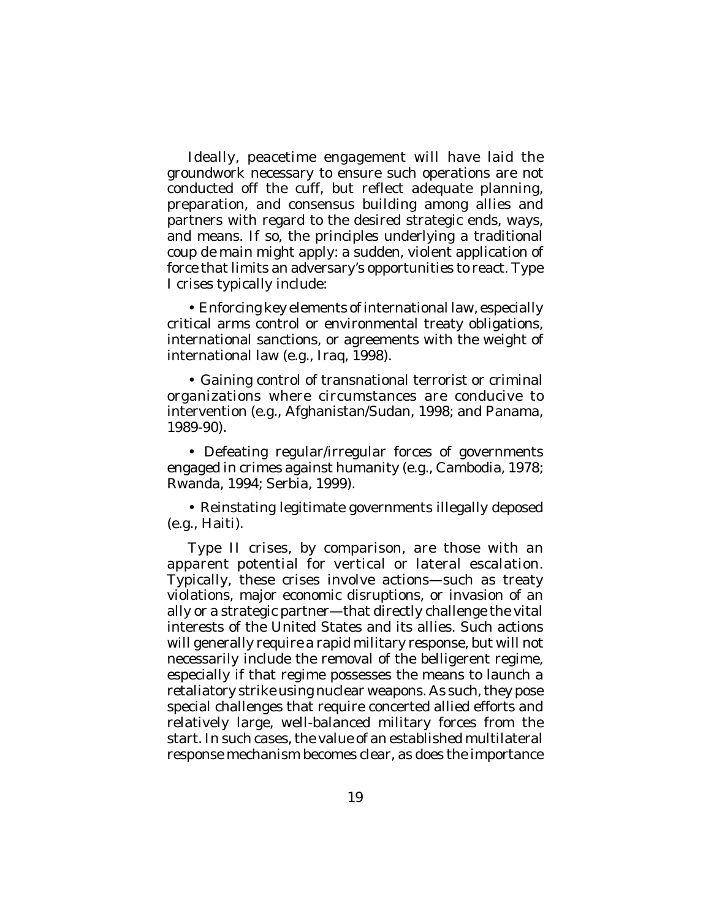Ideally, peacetime engagement will have laid the groundwork necessary to ensure such operations are not conducted off the cuff, but reflect adequate planning, preparation, and consensus building among allies and partners with regard to the desired strategic ends, ways, and means. If so, the principles underlying a traditional *coup de main* might apply: a sudden, violent application of force that limits an adversary's opportunities to react. Type I crises typically include:

- Enforcing key elements of international law, especially critical arms control or environmental treaty obligations, international sanctions, or agreements with the weight of international law (e.g., Iraq, 1998).

- Gaining control of transnational terrorist or criminal organizations where circumstances are conducive to intervention (e.g., Afghanistan/Sudan, 1998; and Panama, 1989-90).

- Defeating regular/irregular forces of governments engaged in crimes against humanity (e.g., Cambodia, 1978; Rwanda, 1994; Serbia, 1999).

- Reinstating legitimate governments illegally deposed (e.g., Haiti).

Type II crises, by comparison, are those with an apparent potential for vertical or lateral escalation. Typically, these crises involve actions—such as treaty violations, major economic disruptions, or invasion of an ally or a strategic partner—that directly challenge the vital interests of the United States and its allies. Such actions will generally require a rapid military response, but will not necessarily include the removal of the belligerent regime, especially if that regime possesses the means to launch a retaliatory strike using nuclear weapons. As such, they pose special challenges that require concerted allied efforts and relatively large, well-balanced military forces from the start. In such cases, the value of an established multilateral response mechanism becomes clear, as does the importance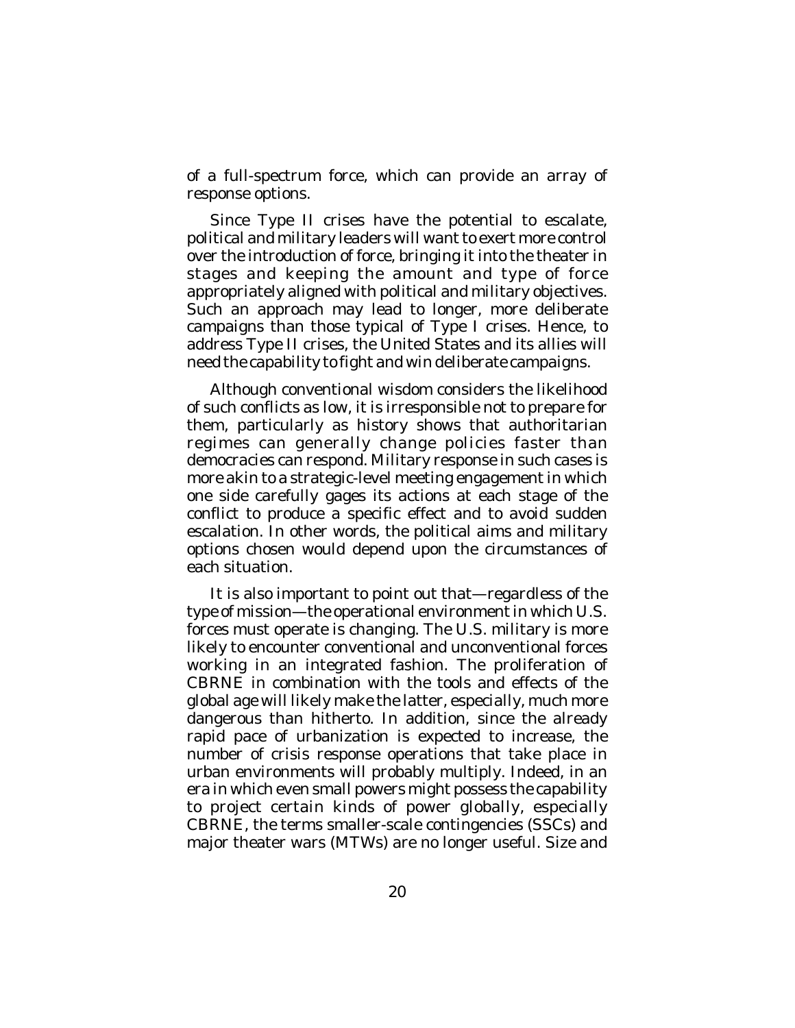of a full-spectrum force, which can provide an array of response options.

Since Type II crises have the potential to escalate, political and military leaders will want to exert more control over the introduction of force, bringing it into the theater in stages and keeping the amount and type of force appropriately aligned with political and military objectives. Such an approach may lead to longer, more deliberate campaigns than those typical of Type I crises. Hence, to address Type II crises, the United States and its allies will need the capability to fight and win deliberate campaigns.

Although conventional wisdom considers the likelihood of such conflicts as low, it is irresponsible not to prepare for them, particularly as history shows that authoritarian regimes can generally change policies faster than democracies can respond. Military response in such cases is more akin to a strategic-level meeting engagement in which one side carefully gages its actions at each stage of the conflict to produce a specific effect and to avoid sudden escalation. In other words, the political aims and military options chosen would depend upon the circumstances of each situation.

It is also important to point out that—regardless of the type of mission—the operational environment in which U.S. forces must operate is changing. The U.S. military is more likely to encounter conventional and unconventional forces working in an integrated fashion. The proliferation of CBRNE in combination with the tools and effects of the global age will likely make the latter, especially, much more dangerous than hitherto. In addition, since the already rapid pace of urbanization is expected to increase, the number of crisis response operations that take place in urban environments will probably multiply. Indeed, in an era in which even small powers might possess the capability to project certain kinds of power globally, especially CBRNE, the terms smaller-scale contingencies (SSCs) and major theater wars (MTWs) are no longer useful. Size and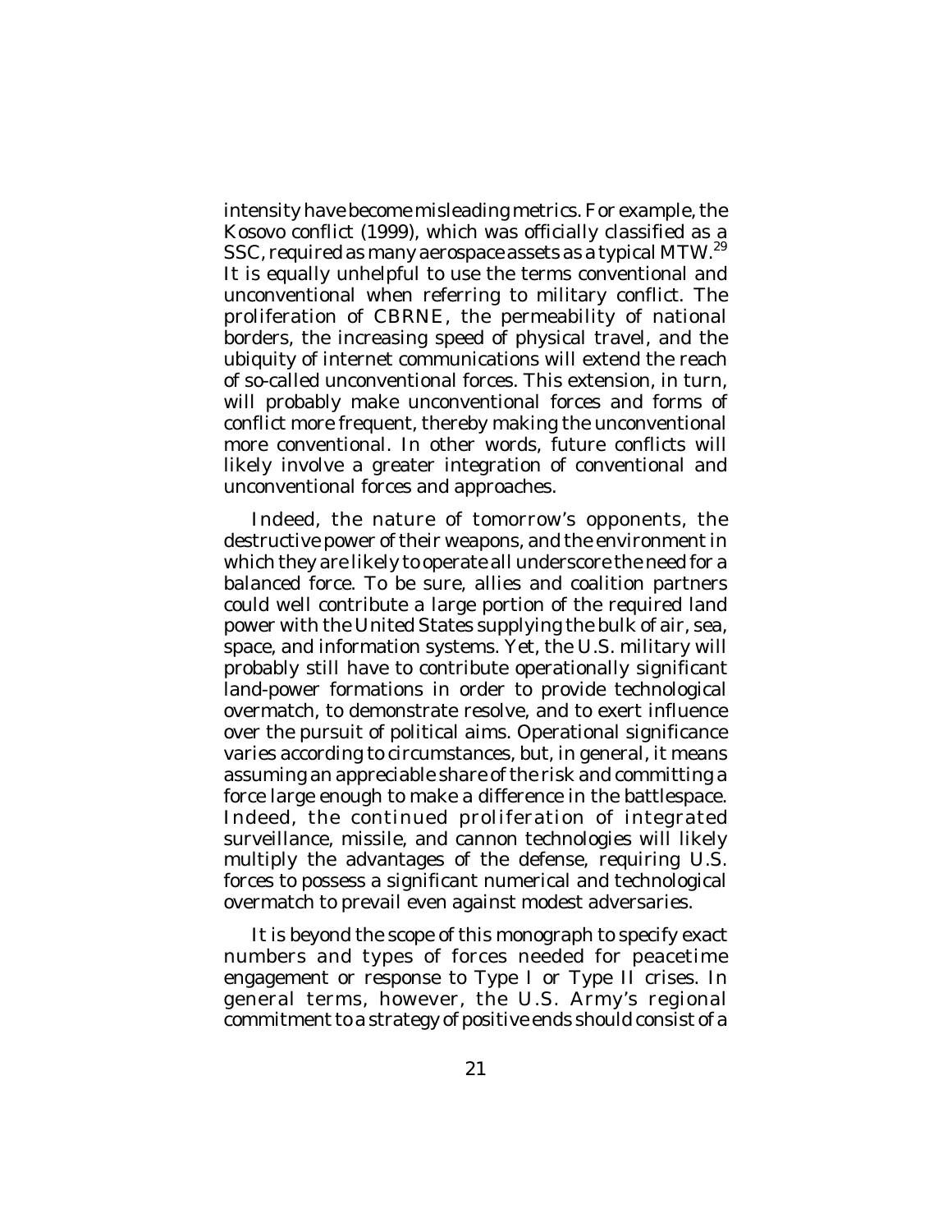intensity have become misleading metrics. For example, the Kosovo conflict (1999), which was officially classified as a SSC, required as many aerospace assets as a typical MTW.[29] It is equally unhelpful to use the terms conventional and unconventional when referring to military conflict. The proliferation of CBRNE, the permeability of national borders, the increasing speed of physical travel, and the ubiquity of internet communications will extend the reach of so-called unconventional forces. This extension, in turn, will probably make unconventional forces and forms of conflict more frequent, thereby making the unconventional more conventional. In other words, future conflicts will likely involve a greater integration of conventional and unconventional forces and approaches.

Indeed, the nature of tomorrow's opponents, the destructive power of their weapons, and the environment in which they are likely to operate all underscore the need for a balanced force. To be sure, allies and coalition partners could well contribute a large portion of the required land power with the United States supplying the bulk of air, sea, space, and information systems. Yet, the U.S. military will probably still have to contribute operationally significant land-power formations in order to provide technological overmatch, to demonstrate resolve, and to exert influence over the pursuit of political aims. Operational significance varies according to circumstances, but, in general, it means assuming an appreciable share of the risk and committing a force large enough to make a difference in the battlespace. Indeed, the continued proliferation of integrated surveillance, missile, and cannon technologies will likely multiply the advantages of the defense, requiring U.S. forces to possess a significant numerical and technological overmatch to prevail even against modest adversaries.

It is beyond the scope of this monograph to specify exact numbers and types of forces needed for peacetime engagement or response to Type I or Type II crises. In general terms, however, the U.S. Army's regional commitment to a strategy of positive ends should consist of a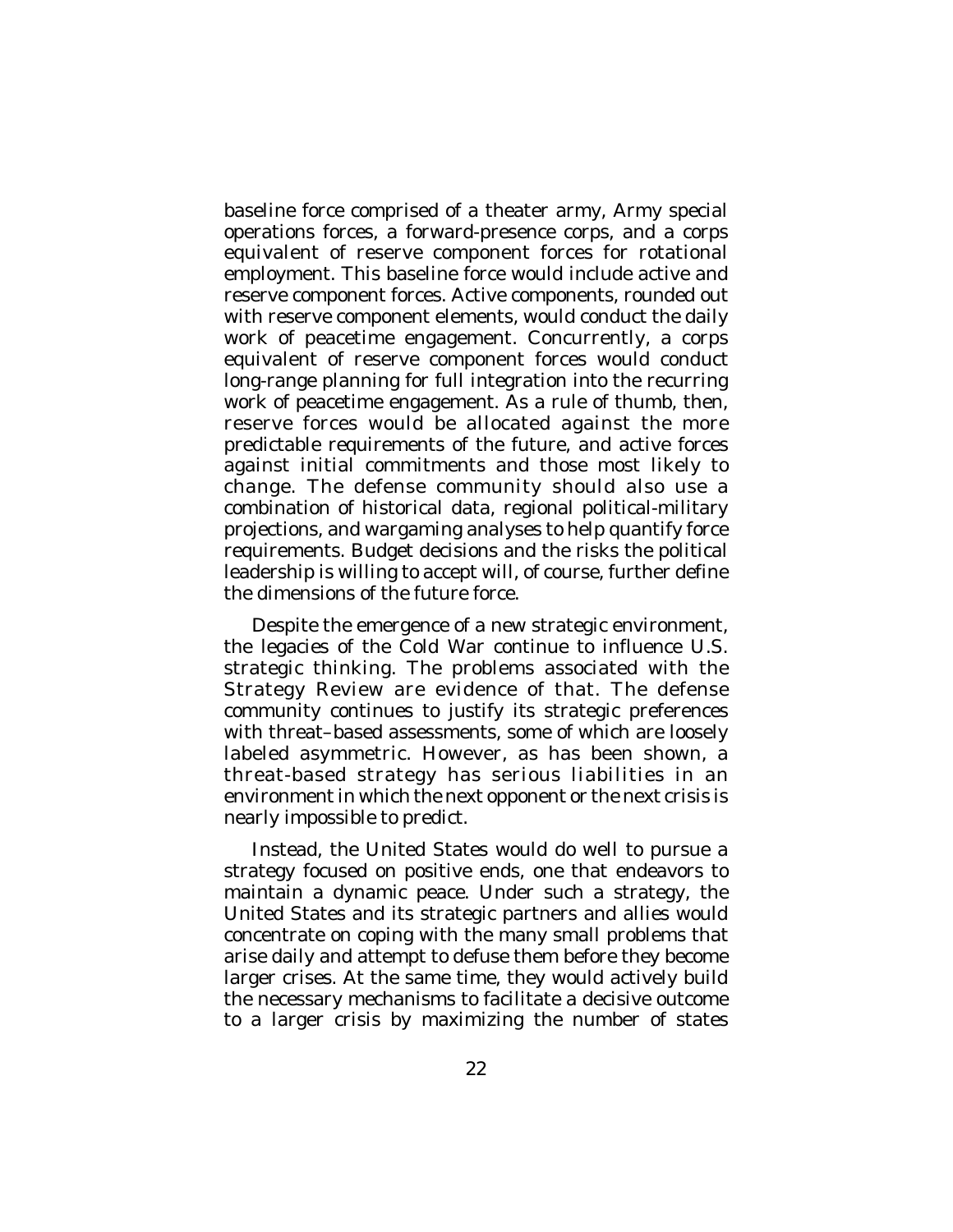baseline force comprised of a theater army, Army special operations forces, a forward-presence corps, and a corps equivalent of reserve component forces for rotational employment. This baseline force would include active and reserve component forces. Active components, rounded out with reserve component elements, would conduct the daily work of peacetime engagement. Concurrently, a corps equivalent of reserve component forces would conduct long-range planning for full integration into the recurring work of peacetime engagement. As a rule of thumb, then, reserve forces would be allocated against the more predictable requirements of the future, and active forces against initial commitments and those most likely to change. The defense community should also use a combination of historical data, regional political-military projections, and wargaming analyses to help quantify force requirements. Budget decisions and the risks the political leadership is willing to accept will, of course, further define the dimensions of the future force.

Despite the emergence of a new strategic environment, the legacies of the Cold War continue to influence U.S. strategic thinking. The problems associated with the Strategy Review are evidence of that. The defense community continues to justify its strategic preferences with threat–based assessments, some of which are loosely labeled asymmetric. However, as has been shown, a threat-based strategy has serious liabilities in an environment in which the next opponent or the next crisis is nearly impossible to predict.

Instead, the United States would do well to pursue a strategy focused on positive ends, one that endeavors to maintain a dynamic peace. Under such a strategy, the United States and its strategic partners and allies would concentrate on coping with the many small problems that arise daily and attempt to defuse them before they become larger crises. At the same time, they would actively build the necessary mechanisms to facilitate a decisive outcome to a larger crisis by maximizing the number of states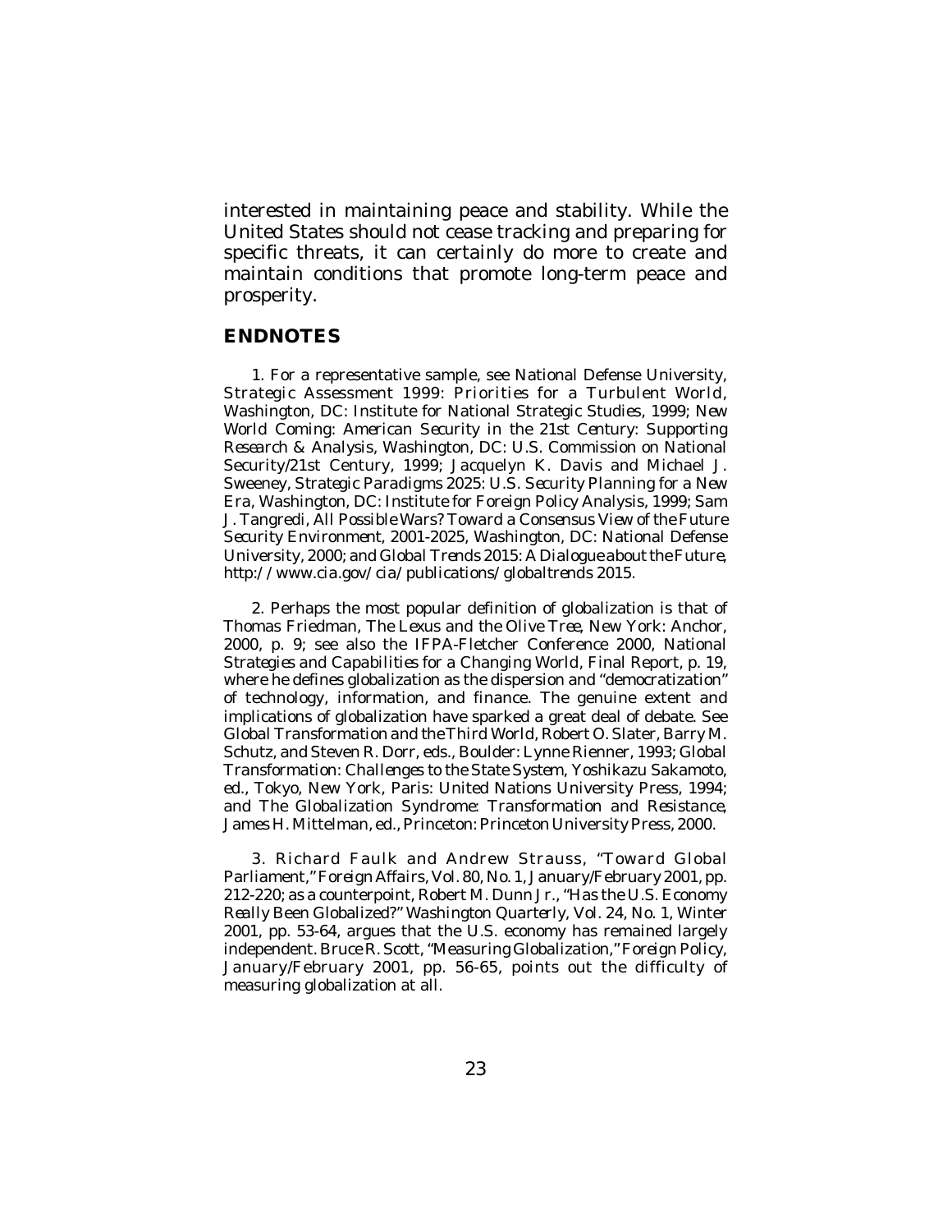interested in maintaining peace and stability. While the United States should not cease tracking and preparing for specific threats, it can certainly do more to create and maintain conditions that promote long-term peace and prosperity.

## ENDNOTES

1. For a representative sample, see National Defense University, *Strategic Assessment 1999: Priorities for a Turbulent World*, Washington, DC: Institute for National Strategic Studies, 1999; *New World Coming: American Security in the 21st Century: Supporting Research & Analysis*, Washington, DC: U.S. Commission on National Security/21st Century, 1999; Jacquelyn K. Davis and Michael J. Sweeney, *Strategic Paradigms 2025: U.S. Security Planning for a New Era*, Washington, DC: Institute for Foreign Policy Analysis, 1999; Sam J. Tangredi, *All Possible Wars? Toward a Consensus View of the Future Security Environment, 2001-2025*, Washington, DC: National Defense University, 2000; and *Global Trends 2015: A Dialogue about the Future*, http://www.cia.gov/cia/publications/globaltrends 2015.

2. Perhaps the most popular definition of globalization is that of Thomas Friedman, *The Lexus and the Olive Tree*, New York: Anchor, 2000, p. 9; see also the IFPA-Fletcher Conference 2000, *National Strategies and Capabilities for a Changing World, Final Report*, p. 19, where he defines globalization as the dispersion and "democratization" of technology, information, and finance. The genuine extent and implications of globalization have sparked a great deal of debate. See *Global Transformation and the Third World*, Robert O. Slater, Barry M. Schutz, and Steven R. Dorr, eds., Boulder: Lynne Rienner, 1993; *Global Transformation: Challenges to the State System*, Yoshikazu Sakamoto, ed., Tokyo, New York, Paris: United Nations University Press, 1994; and *The Globalization Syndrome: Transformation and Resistance*, James H. Mittelman, ed., Princeton: Princeton University Press, 2000.

3. Richard Faulk and Andrew Strauss, "Toward Global Parliament," *Foreign Affairs*, Vol. 80, No. 1, January/February 2001, pp. 212-220; as a counterpoint, Robert M. Dunn Jr., "Has the U.S. Economy Really Been Globalized?" *Washington Quarterly*, Vol. 24, No. 1, Winter 2001, pp. 53-64, argues that the U.S. economy has remained largely independent. Bruce R. Scott, "Measuring Globalization," *Foreign Policy*, January/February 2001, pp. 56-65, points out the difficulty of measuring globalization at all.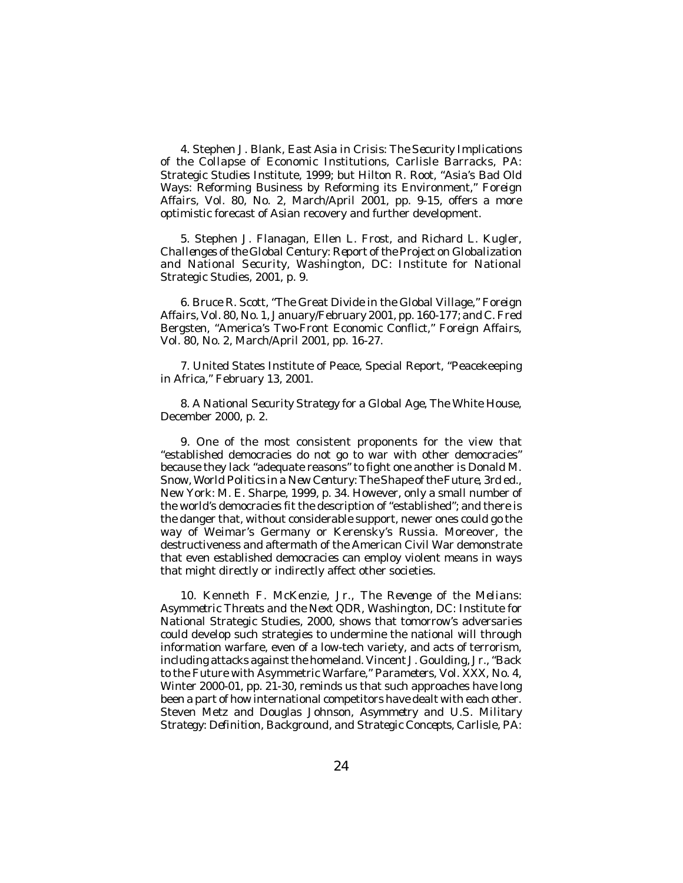4. Stephen J. Blank, *East Asia in Crisis: The Security Implications of the Collapse of Economic Institutions*, Carlisle Barracks, PA: Strategic Studies Institute, 1999; but Hilton R. Root, "Asia's Bad Old Ways: Reforming Business by Reforming its Environment," *Foreign Affairs*, Vol. 80, No. 2, March/April 2001, pp. 9-15, offers a more optimistic forecast of Asian recovery and further development.

5. Stephen J. Flanagan, Ellen L. Frost, and Richard L. Kugler, *Challenges of the Global Century: Report of the Project on Globalization and National Security*, Washington, DC: Institute for National Strategic Studies, 2001, p. 9.

6. Bruce R. Scott, "The Great Divide in the Global Village," *Foreign Affairs*, Vol. 80, No. 1, January/February 2001, pp. 160-177; and C. Fred Bergsten, "America's Two-Front Economic Conflict," *Foreign Affairs*, Vol. 80, No. 2, March/April 2001, pp. 16-27.

7. United States Institute of Peace, Special Report, "Peacekeeping in Africa," February 13, 2001.

8. *A National Security Strategy for a Global Age*, The White House, December 2000, p. 2.

9. One of the most consistent proponents for the view that "established democracies do not go to war with other democracies" because they lack "adequate reasons" to fight one another is Donald M. Snow, *World Politics in a New Century: The Shape of the Future*, 3rd ed., New York: M. E. Sharpe, 1999, p. 34. However, only a small number of the world's democracies fit the description of "established"; and there is the danger that, without considerable support, newer ones could go the way of Weimar's Germany or Kerensky's Russia. Moreover, the destructiveness and aftermath of the American Civil War demonstrate that even established democracies can employ violent means in ways that might directly or indirectly affect other societies.

10. Kenneth F. McKenzie, Jr., *The Revenge of the Melians: Asymmetric Threats and the Next QDR*, Washington, DC: Institute for National Strategic Studies, 2000, shows that tomorrow's adversaries could develop such strategies to undermine the national will through information warfare, even of a low-tech variety, and acts of terrorism, including attacks against the homeland. Vincent J. Goulding, Jr., "Back to the Future with Asymmetric Warfare," *Parameters*, Vol. XXX, No. 4, Winter 2000-01, pp. 21-30, reminds us that such approaches have long been a part of how international competitors have dealt with each other. Steven Metz and Douglas Johnson, *Asymmetry and U.S. Military Strategy: Definition, Background, and Strategic Concepts*, Carlisle, PA: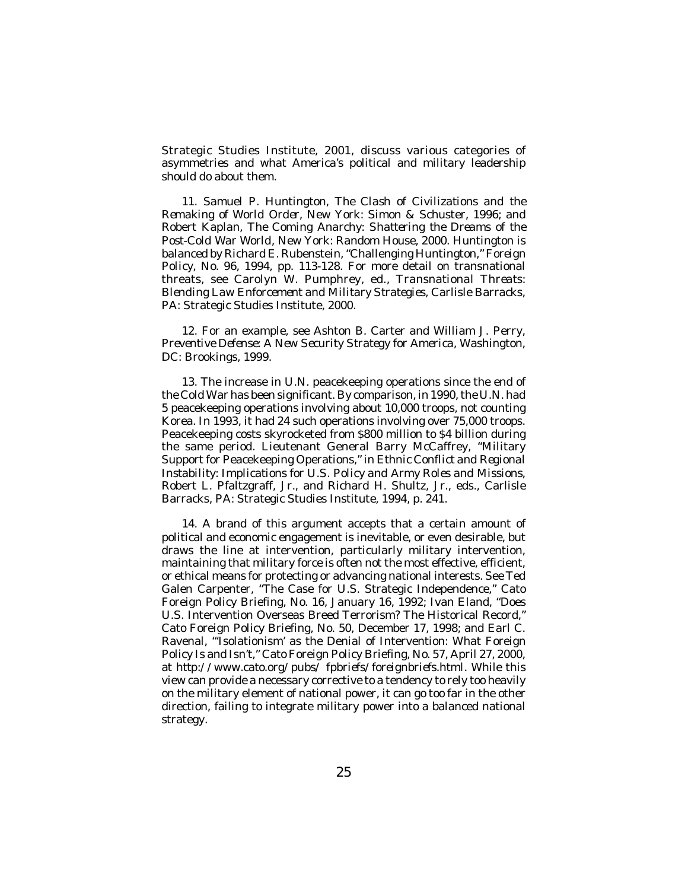Strategic Studies Institute, 2001, discuss various categories of asymmetries and what America's political and military leadership should do about them.

11. Samuel P. Huntington, *The Clash of Civilizations and the Remaking of World Order*, New York: Simon & Schuster, 1996; and Robert Kaplan, *The Coming Anarchy: Shattering the Dreams of the Post-Cold War World*, New York: Random House, 2000. Huntington is balanced by Richard E. Rubenstein, "Challenging Huntington," *Foreign Policy*, No. 96, 1994, pp. 113-128. For more detail on transnational threats, see Carolyn W. Pumphrey, ed., *Transnational Threats: Blending Law Enforcement and Military Strategies*, Carlisle Barracks, PA: Strategic Studies Institute, 2000.

12. For an example, see Ashton B. Carter and William J. Perry, *Preventive Defense: A New Security Strategy for America*, Washington, DC: Brookings, 1999.

13. The increase in U.N. peacekeeping operations since the end of the Cold War has been significant. By comparison, in 1990, the U.N. had 5 peacekeeping operations involving about 10,000 troops, not counting Korea. In 1993, it had 24 such operations involving over 75,000 troops. Peacekeeping costs skyrocketed from $800 million to $4 billion during the same period. Lieutenant General Barry McCaffrey, "Military Support for Peacekeeping Operations," in *Ethnic Conflict and Regional Instability: Implications for U.S. Policy and Army Roles and Missions*, Robert L. Pfaltzgraff, Jr., and Richard H. Shultz, Jr., eds., Carlisle Barracks, PA: Strategic Studies Institute, 1994, p. 241.

14. A brand of this argument accepts that a certain amount of political and economic engagement is inevitable, or even desirable, but draws the line at intervention, particularly military intervention, maintaining that military force is often not the most effective, efficient, or ethical means for protecting or advancing national interests. See Ted Galen Carpenter, "The Case for U.S. Strategic Independence," Cato Foreign Policy Briefing, No. 16, January 16, 1992; Ivan Eland, "Does U.S. Intervention Overseas Breed Terrorism? The Historical Record," Cato Foreign Policy Briefing, No. 50, December 17, 1998; and Earl C. Ravenal, "'Isolationism' as the Denial of Intervention: What Foreign Policy Is and Isn't," Cato Foreign Policy Briefing, No. 57, April 27, 2000, at http://www.cato.org/pubs/ fpbriefs/foreignbriefs.html. While this view can provide a necessary corrective to a tendency to rely too heavily on the military element of national power, it can go too far in the other direction, failing to integrate military power into a balanced national strategy.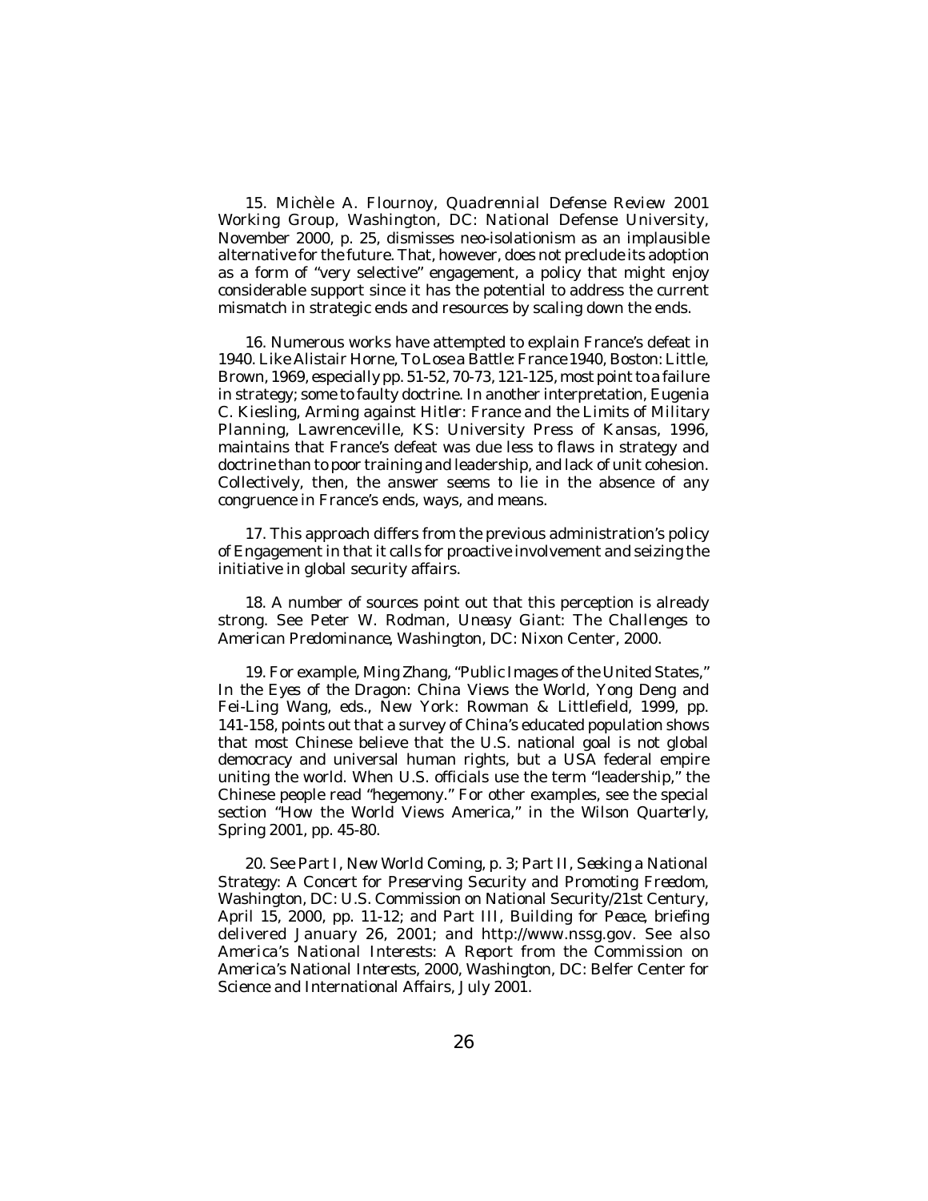15. Michèle A. Flournoy, *Quadrennial Defense Review 2001 Working Group*, Washington, DC: National Defense University, November 2000, p. 25, dismisses neo-isolationism as an implausible alternative for the future. That, however, does not preclude its adoption as a form of "very selective" engagement, a policy that might enjoy considerable support since it has the potential to address the current mismatch in strategic ends and resources by scaling down the ends.

16. Numerous works have attempted to explain France's defeat in 1940. Like Alistair Horne, *To Lose a Battle: France 1940*, Boston: Little, Brown, 1969, especially pp. 51-52, 70-73, 121-125, most point to a failure in strategy; some to faulty doctrine. In another interpretation, Eugenia C. Kiesling, *Arming against Hitler: France and the Limits of Military Planning*, Lawrenceville, KS: University Press of Kansas, 1996, maintains that France's defeat was due less to flaws in strategy and doctrine than to poor training and leadership, and lack of unit cohesion. Collectively, then, the answer seems to lie in the absence of any congruence in France's ends, ways, and means.

17. This approach differs from the previous administration's policy of Engagement in that it calls for proactive involvement and seizing the initiative in global security affairs.

18. A number of sources point out that this perception is already strong. See Peter W. Rodman, *Uneasy Giant: The Challenges to American Predominance*, Washington, DC: Nixon Center, 2000.

19. For example, Ming Zhang, "Public Images of the United States," *In the Eyes of the Dragon: China Views the World*, Yong Deng and Fei-Ling Wang, eds., New York: Rowman & Littlefield, 1999, pp. 141-158, points out that a survey of China's educated population shows that most Chinese believe that the U.S. national goal is not global democracy and universal human rights, but a USA federal empire uniting the world. When U.S. officials use the term "leadership," the Chinese people read "hegemony." For other examples, see the special section "How the World Views America," in the *Wilson Quarterly*, Spring 2001, pp. 45-80.

20. See Part I, *New World Coming*, p. 3; Part II, *Seeking a National Strategy: A Concert for Preserving Security and Promoting Freedom*, Washington, DC: U.S. Commission on National Security/21st Century, April 15, 2000, pp. 11-12; and Part III, *Building for Peace*, briefing delivered January 26, 2001; and http://www.nssg.gov. See also *America's National Interests: A Report from the Commission on America's National Interests, 2000*, Washington, DC: Belfer Center for Science and International Affairs, July 2001.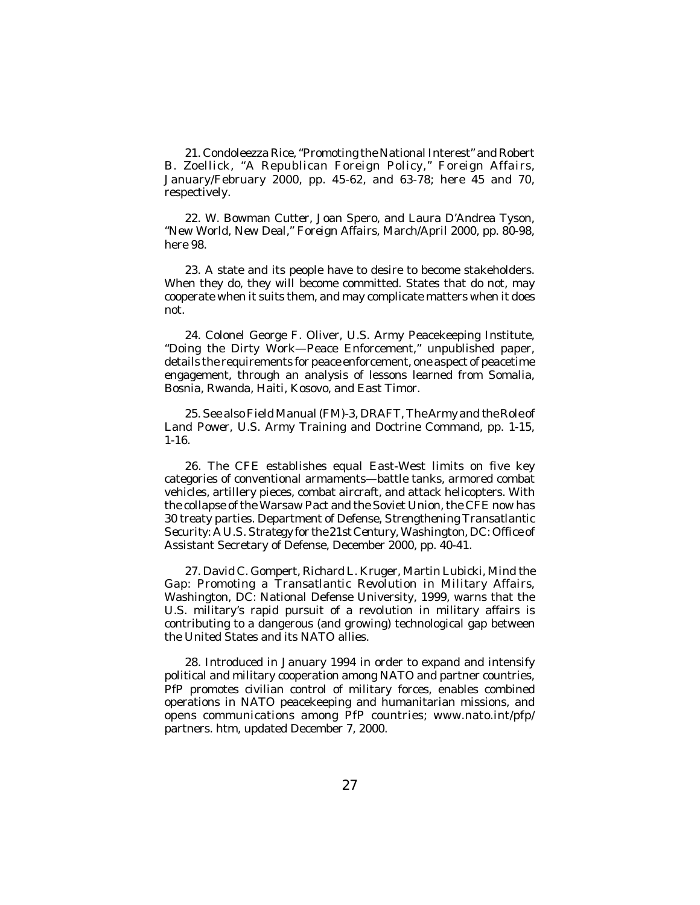21. Condoleezza Rice, "Promoting the National Interest" and Robert B. Zoellick, "A Republican Foreign Policy," *Foreign Affairs*, January/February 2000, pp. 45-62, and 63-78; here 45 and 70, respectively.

22. W. Bowman Cutter, Joan Spero, and Laura D'Andrea Tyson, "New World, New Deal," *Foreign Affairs*, March/April 2000, pp. 80-98, here 98.

23. A state and its people have to desire to become stakeholders. When they do, they will become committed. States that do not, may cooperate when it suits them, and may complicate matters when it does not.

24. Colonel George F. Oliver, U.S. Army Peacekeeping Institute, "Doing the Dirty Work—Peace Enforcement," unpublished paper, details the requirements for peace enforcement, one aspect of peacetime engagement, through an analysis of lessons learned from Somalia, Bosnia, Rwanda, Haiti, Kosovo, and East Timor.

25. See also Field Manual (FM)-3, DRAFT, *The Army and the Role of Land Power*, U.S. Army Training and Doctrine Command, pp. 1-15, 1-16.

26. The CFE establishes equal East-West limits on five key categories of conventional armaments—battle tanks, armored combat vehicles, artillery pieces, combat aircraft, and attack helicopters. With the collapse of the Warsaw Pact and the Soviet Union, the CFE now has 30 treaty parties. Department of Defense, *Strengthening Transatlantic Security: A U.S. Strategy for the 21st Century*, Washington, DC: Office of Assistant Secretary of Defense, December 2000, pp. 40-41.

27. David C. Gompert, Richard L. Kruger, Martin Lubicki, *Mind the Gap: Promoting a Transatlantic Revolution in Military Affairs*, Washington, DC: National Defense University, 1999, warns that the U.S. military's rapid pursuit of a revolution in military affairs is contributing to a dangerous (and growing) technological gap between the United States and its NATO allies.

28. Introduced in January 1994 in order to expand and intensify political and military cooperation among NATO and partner countries, PfP promotes civilian control of military forces, enables combined operations in NATO peacekeeping and humanitarian missions, and opens communications among PfP countries; www.nato.int/pfp/partners. htm, updated December 7, 2000.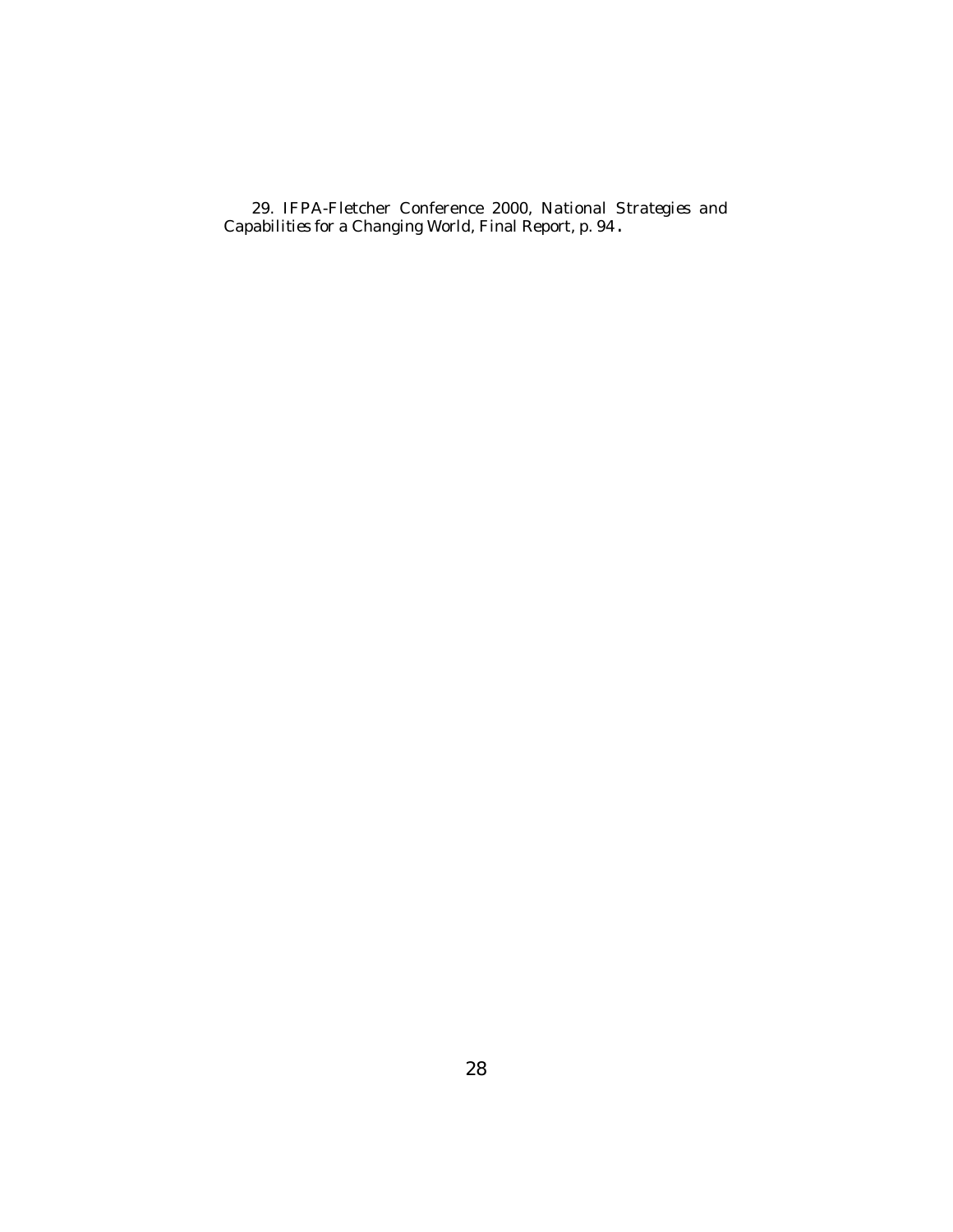29. IFPA-Fletcher Conference 2000, *National Strategies and Capabilities for a Changing World*, Final Report, p. 94.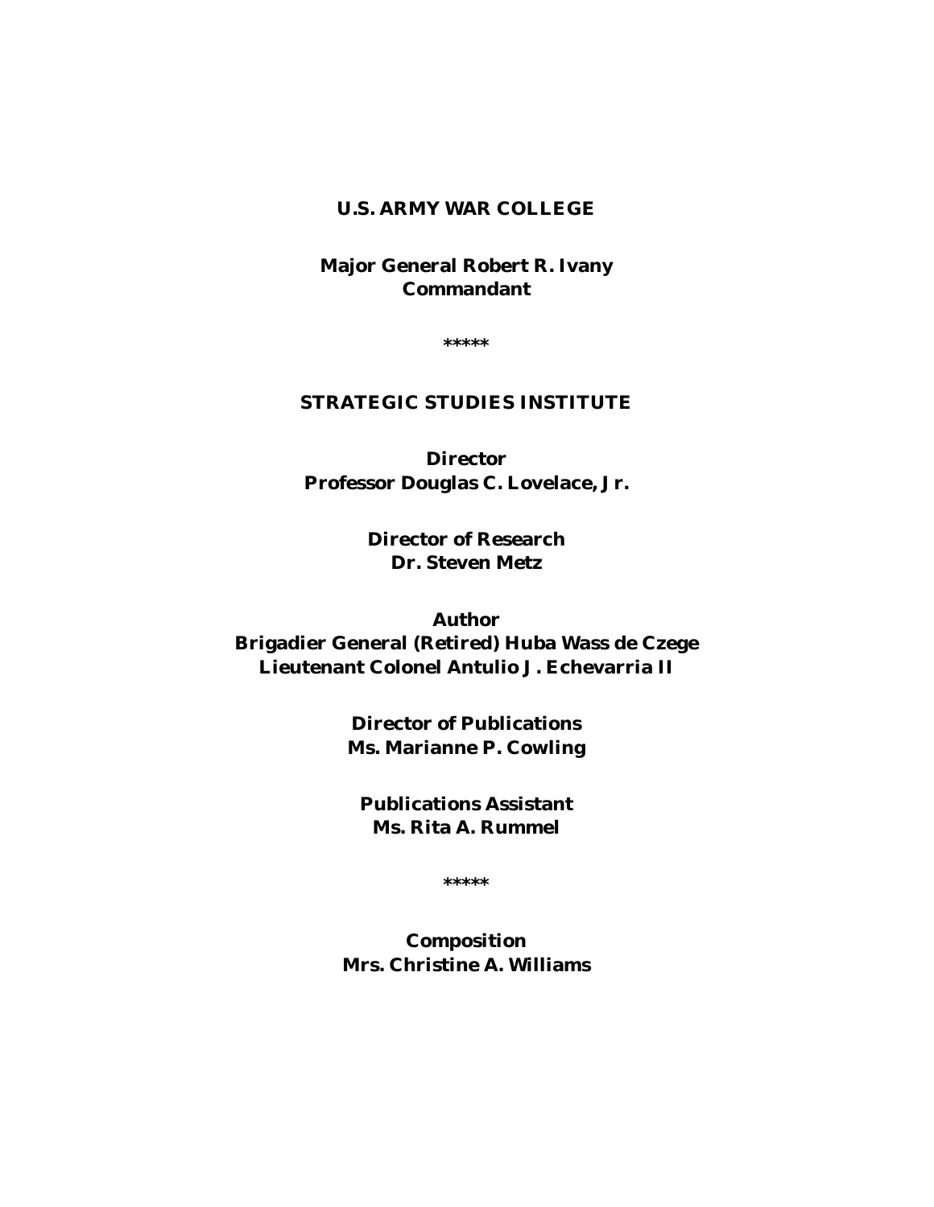**U.S. ARMY WAR COLLEGE**

**Major General Robert R. Ivany**
**Commandant**

**\*\*\*\*\***

**STRATEGIC STUDIES INSTITUTE**

**Director**
**Professor Douglas C. Lovelace, Jr.**

**Director of Research**
**Dr. Steven Metz**

**Author**
**Brigadier General (Retired) Huba Wass de Czege**
**Lieutenant Colonel Antulio J. Echevarria II**

**Director of Publications**
**Ms. Marianne P. Cowling**

**Publications Assistant**
**Ms. Rita A. Rummel**

**\*\*\*\*\***

**Composition**
**Mrs. Christine A. Williams**